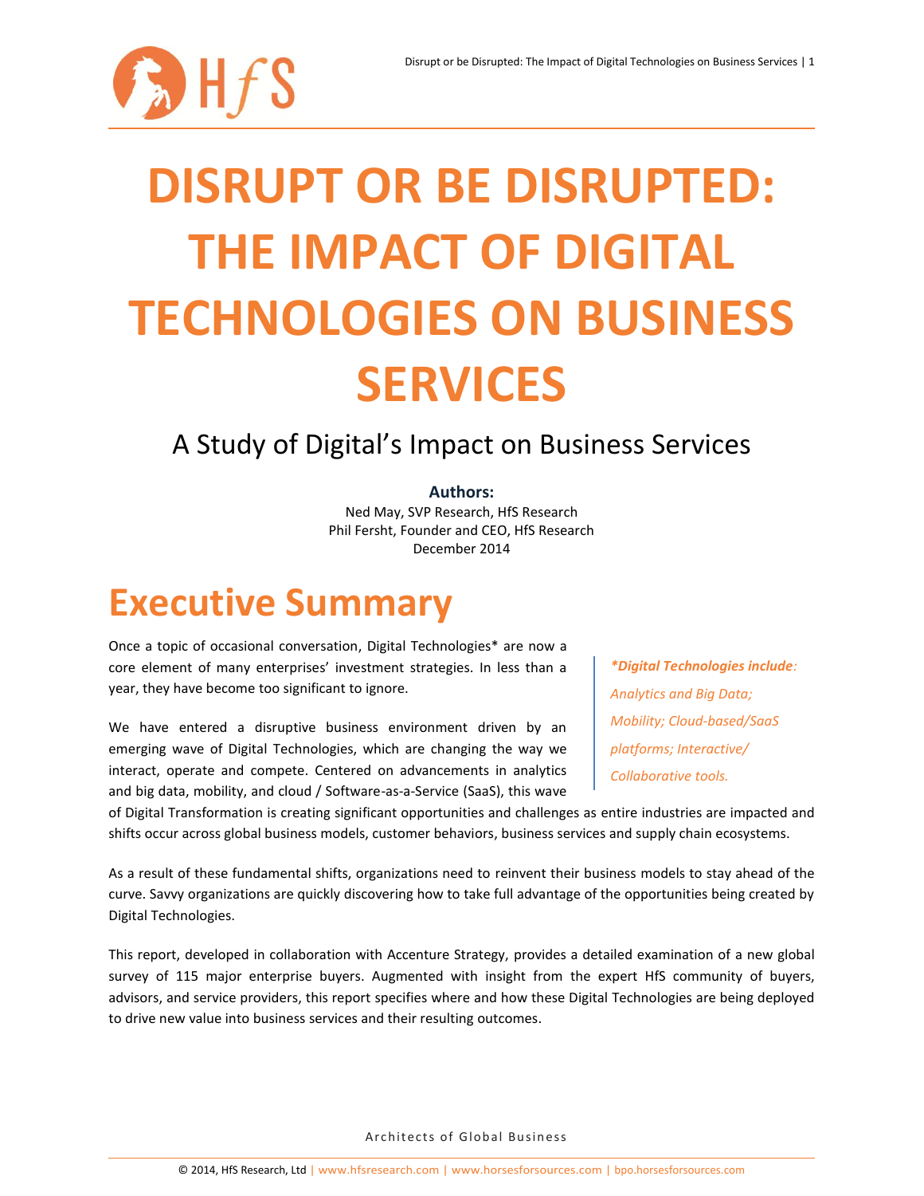# DISRUPT OR BE DISRUPTED: THE IMPACT OF DIGITAL TECHNOLOGIES ON BUSINESS SERVICES

## A Study of Digital's Impact on Business Services

**Authors:**
Ned May, SVP Research, HfS Research
Phil Fersht, Founder and CEO, HfS Research
December 2014

# Executive Summary

Once a topic of occasional conversation, Digital Technologies* are now a core element of many enterprises' investment strategies. In less than a year, they have become too significant to ignore.

We have entered a disruptive business environment driven by an emerging wave of Digital Technologies, which are changing the way we interact, operate and compete. Centered on advancements in analytics and big data, mobility, and cloud / Software-as-a-Service (SaaS), this wave of Digital Transformation is creating significant opportunities and challenges as entire industries are impacted and shifts occur across global business models, customer behaviors, business services and supply chain ecosystems.

*__*Digital Technologies include__: Analytics and Big Data; Mobility; Cloud-based/SaaS platforms; Interactive/ Collaborative tools.*

As a result of these fundamental shifts, organizations need to reinvent their business models to stay ahead of the curve. Savvy organizations are quickly discovering how to take full advantage of the opportunities being created by Digital Technologies.

This report, developed in collaboration with Accenture Strategy, provides a detailed examination of a new global survey of 115 major enterprise buyers. Augmented with insight from the expert HfS community of buyers, advisors, and service providers, this report specifies where and how these Digital Technologies are being deployed to drive new value into business services and their resulting outcomes.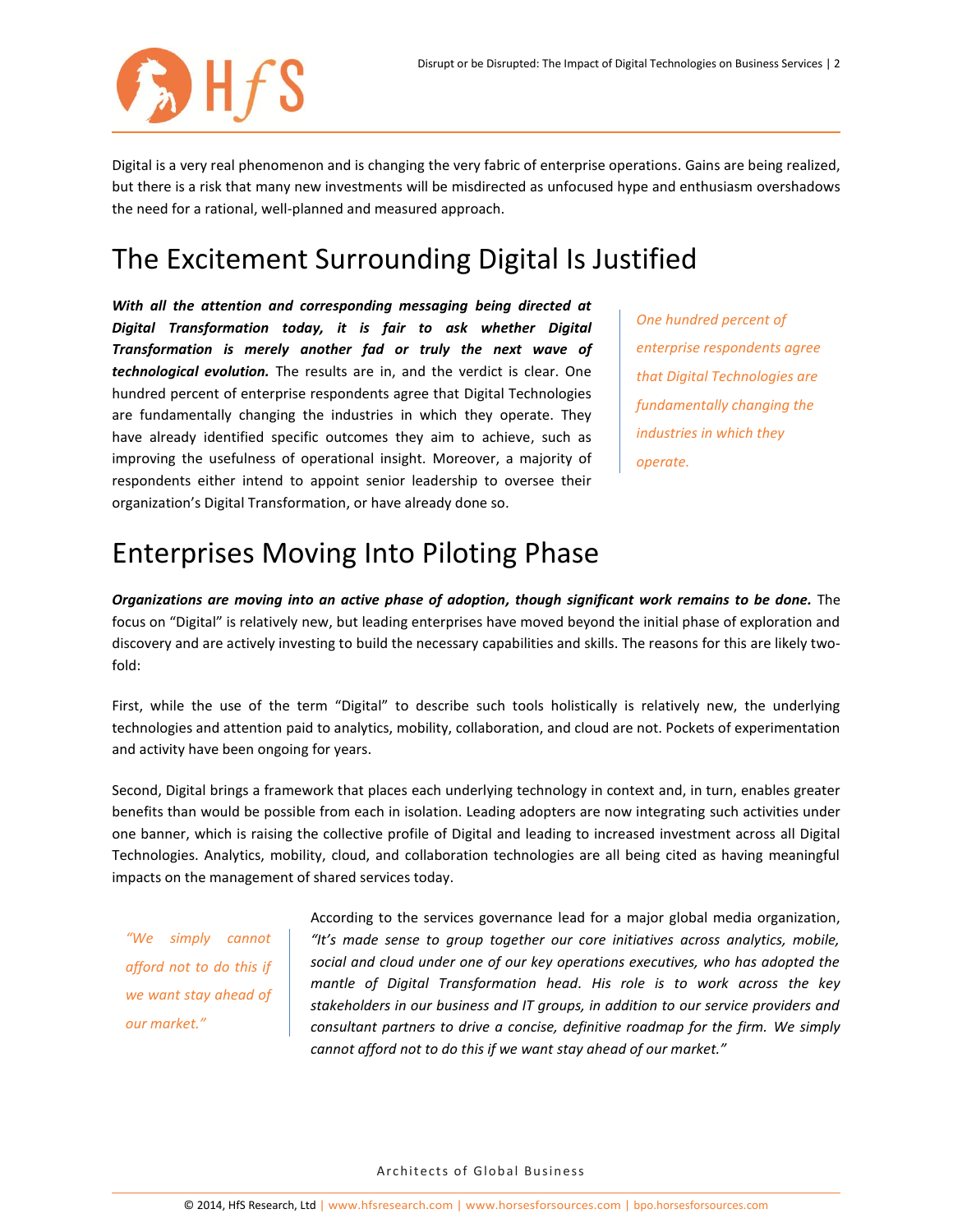Digital is a very real phenomenon and is changing the very fabric of enterprise operations. Gains are being realized, but there is a risk that many new investments will be misdirected as unfocused hype and enthusiasm overshadows the need for a rational, well-planned and measured approach.

## The Excitement Surrounding Digital Is Justified

***With all the attention and corresponding messaging being directed at Digital Transformation today, it is fair to ask whether Digital Transformation is merely another fad or truly the next wave of technological evolution.*** The results are in, and the verdict is clear. One hundred percent of enterprise respondents agree that Digital Technologies are fundamentally changing the industries in which they operate. They have already identified specific outcomes they aim to achieve, such as improving the usefulness of operational insight. Moreover, a majority of respondents either intend to appoint senior leadership to oversee their organization's Digital Transformation, or have already done so.

*One hundred percent of enterprise respondents agree that Digital Technologies are fundamentally changing the industries in which they operate.*

## Enterprises Moving Into Piloting Phase

***Organizations are moving into an active phase of adoption, though significant work remains to be done.*** The focus on "Digital" is relatively new, but leading enterprises have moved beyond the initial phase of exploration and discovery and are actively investing to build the necessary capabilities and skills. The reasons for this are likely two-fold:

First, while the use of the term "Digital" to describe such tools holistically is relatively new, the underlying technologies and attention paid to analytics, mobility, collaboration, and cloud are not. Pockets of experimentation and activity have been ongoing for years.

Second, Digital brings a framework that places each underlying technology in context and, in turn, enables greater benefits than would be possible from each in isolation. Leading adopters are now integrating such activities under one banner, which is raising the collective profile of Digital and leading to increased investment across all Digital Technologies. Analytics, mobility, cloud, and collaboration technologies are all being cited as having meaningful impacts on the management of shared services today.

*"We simply cannot afford not to do this if we want stay ahead of our market."*

According to the services governance lead for a major global media organization, *"It's made sense to group together our core initiatives across analytics, mobile, social and cloud under one of our key operations executives, who has adopted the mantle of Digital Transformation head. His role is to work across the key stakeholders in our business and IT groups, in addition to our service providers and consultant partners to drive a concise, definitive roadmap for the firm. We simply cannot afford not to do this if we want stay ahead of our market."*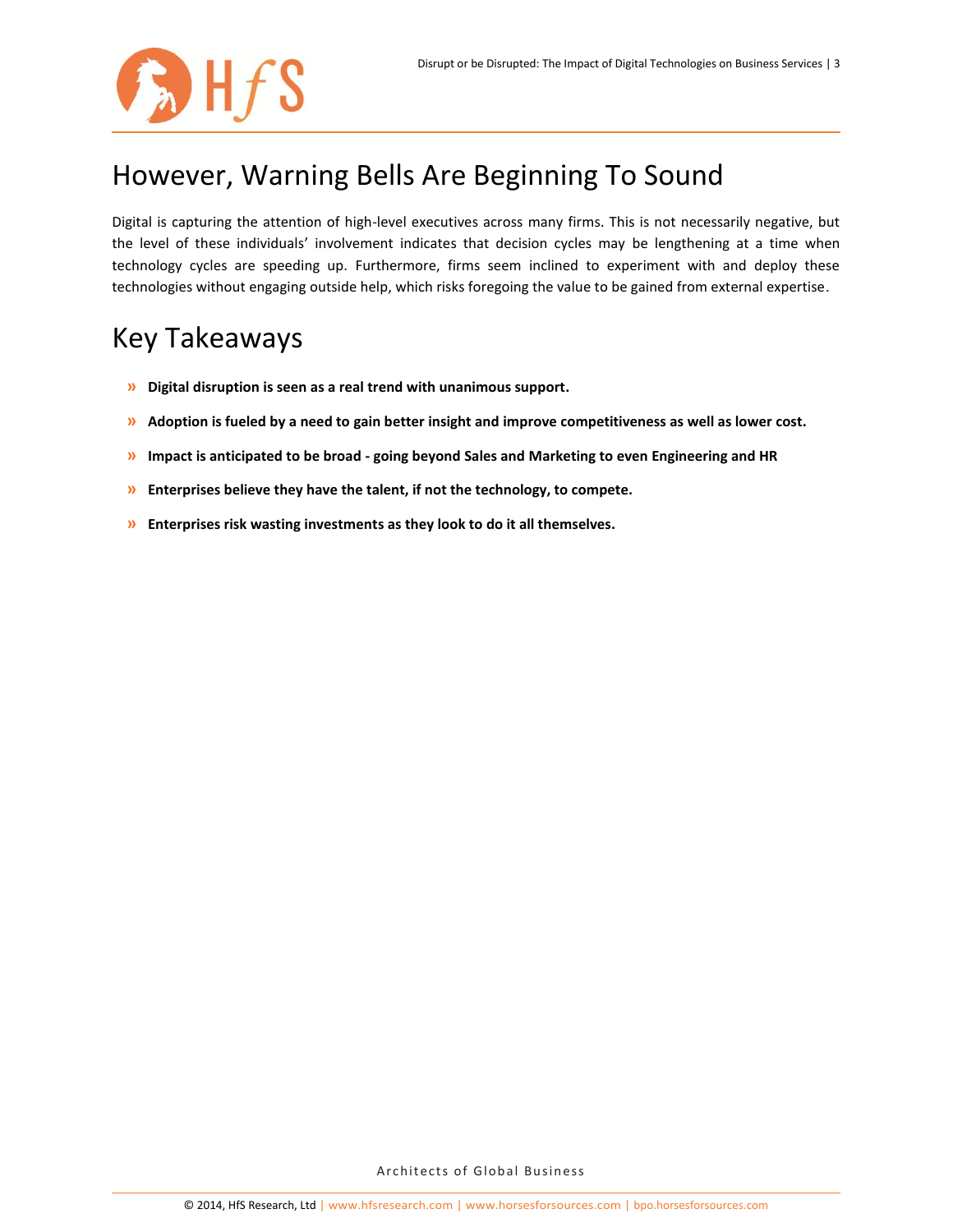# However, Warning Bells Are Beginning To Sound

Digital is capturing the attention of high-level executives across many firms. This is not necessarily negative, but the level of these individuals' involvement indicates that decision cycles may be lengthening at a time when technology cycles are speeding up. Furthermore, firms seem inclined to experiment with and deploy these technologies without engaging outside help, which risks foregoing the value to be gained from external expertise.

# Key Takeaways

- **Digital disruption is seen as a real trend with unanimous support.**
- **Adoption is fueled by a need to gain better insight and improve competitiveness as well as lower cost.**
- **Impact is anticipated to be broad - going beyond Sales and Marketing to even Engineering and HR**
- **Enterprises believe they have the talent, if not the technology, to compete.**
- **Enterprises risk wasting investments as they look to do it all themselves.**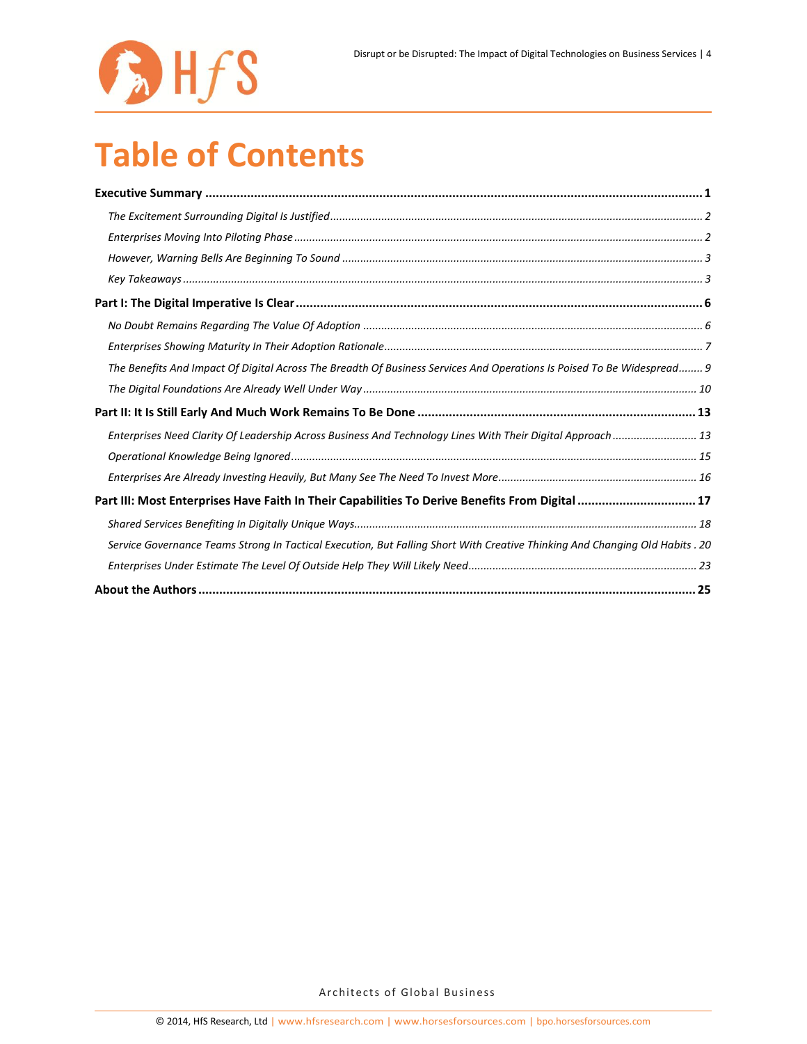# Table of Contents

**Executive Summary** ............................................................................................................................................ **1**

*The Excitement Surrounding Digital Is Justified* ........................................................................................................ *2*

*Enterprises Moving Into Piloting Phase* ..................................................................................................................... *2*

*However, Warning Bells Are Beginning To Sound* ...................................................................................................... *3*

*Key Takeaways* ........................................................................................................................................................... *3*

**Part I: The Digital Imperative Is Clear** .................................................................................................................. **6**

*No Doubt Remains Regarding The Value Of Adoption* ............................................................................................... *6*

*Enterprises Showing Maturity In Their Adoption Rationale* ........................................................................................ *7*

*The Benefits And Impact Of Digital Across The Breadth Of Business Services And Operations Is Poised To Be Widespread* ........ *9*

*The Digital Foundations Are Already Well Under Way* ............................................................................................. *10*

**Part II: It Is Still Early And Much Work Remains To Be Done** ............................................................................... **13**

*Enterprises Need Clarity Of Leadership Across Business And Technology Lines With Their Digital Approach* ........................... *13*

*Operational Knowledge Being Ignored* ..................................................................................................................... *15*

*Enterprises Are Already Investing Heavily, But Many See The Need To Invest More* ................................................................ *16*

**Part III: Most Enterprises Have Faith In Their Capabilities To Derive Benefits From Digital** ................................. **17**

*Shared Services Benefiting In Digitally Unique Ways* ................................................................................................ *18*

*Service Governance Teams Strong In Tactical Execution, But Falling Short With Creative Thinking And Changing Old Habits* . *20*

*Enterprises Under Estimate The Level Of Outside Help They Will Likely Need* .......................................................................... *23*

**About the Authors** ............................................................................................................................................. **25**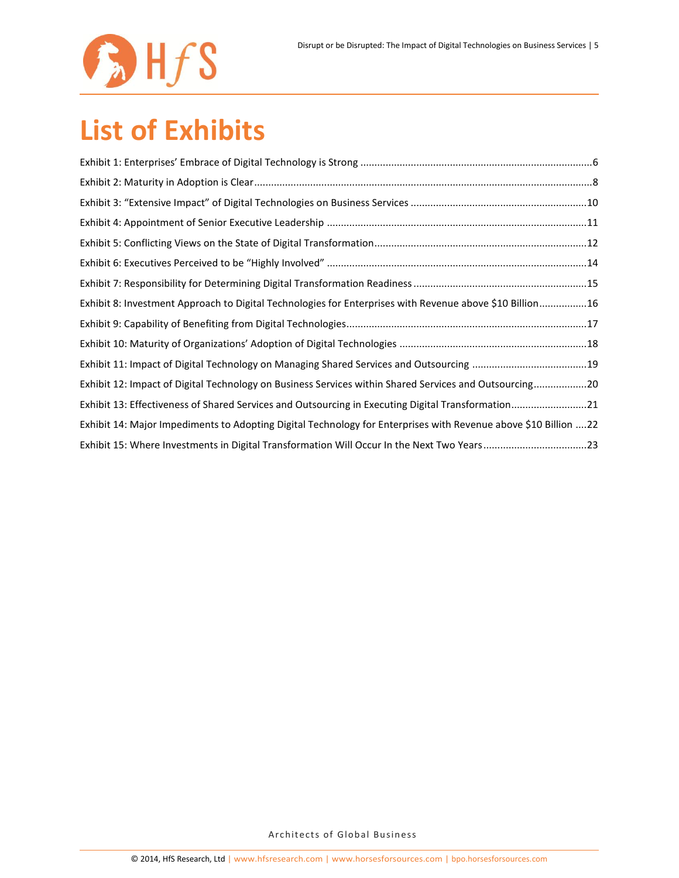# List of Exhibits

Exhibit 1: Enterprises' Embrace of Digital Technology is Strong ....................6

Exhibit 2: Maturity in Adoption is Clear ....................8

Exhibit 3: "Extensive Impact" of Digital Technologies on Business Services ....................10

Exhibit 4: Appointment of Senior Executive Leadership ....................11

Exhibit 5: Conflicting Views on the State of Digital Transformation ....................12

Exhibit 6: Executives Perceived to be "Highly Involved" ....................14

Exhibit 7: Responsibility for Determining Digital Transformation Readiness ....................15

Exhibit 8: Investment Approach to Digital Technologies for Enterprises with Revenue above $10 Billion ....................16

Exhibit 9: Capability of Benefiting from Digital Technologies ....................17

Exhibit 10: Maturity of Organizations' Adoption of Digital Technologies ....................18

Exhibit 11: Impact of Digital Technology on Managing Shared Services and Outsourcing ....................19

Exhibit 12: Impact of Digital Technology on Business Services within Shared Services and Outsourcing ....................20

Exhibit 13: Effectiveness of Shared Services and Outsourcing in Executing Digital Transformation ....................21

Exhibit 14: Major Impediments to Adopting Digital Technology for Enterprises with Revenue above $10 Billion ....22

Exhibit 15: Where Investments in Digital Transformation Will Occur In the Next Two Years ....................23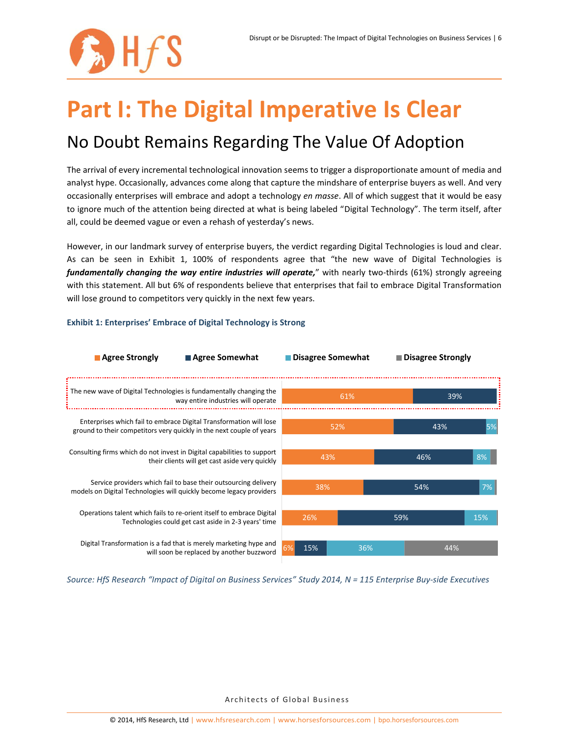# Part I: The Digital Imperative Is Clear

## No Doubt Remains Regarding The Value Of Adoption

The arrival of every incremental technological innovation seems to trigger a disproportionate amount of media and analyst hype. Occasionally, advances come along that capture the mindshare of enterprise buyers as well. And very occasionally enterprises will embrace and adopt a technology *en masse*. All of which suggest that it would be easy to ignore much of the attention being directed at what is being labeled "Digital Technology". The term itself, after all, could be deemed vague or even a rehash of yesterday's news.

However, in our landmark survey of enterprise buyers, the verdict regarding Digital Technologies is loud and clear. As can be seen in Exhibit 1, 100% of respondents agree that "the new wave of Digital Technologies is ***fundamentally changing the way entire industries will operate,***" with nearly two-thirds (61%) strongly agreeing with this statement. All but 6% of respondents believe that enterprises that fail to embrace Digital Transformation will lose ground to competitors very quickly in the next few years.

**Exhibit 1: Enterprises' Embrace of Digital Technology is Strong**

| Statement | Agree Strongly | Agree Somewhat | Disagree Somewhat | Disagree Strongly |
|---|---|---|---|---|
| The new wave of Digital Technologies is fundamentally changing the way entire industries will operate | 61% | 39% | | |
| Enterprises which fail to embrace Digital Transformation will lose ground to their competitors very quickly in the next couple of years | 52% | 43% | 5% | |
| Consulting firms which do not invest in Digital capabilities to support their clients will get cast aside very quickly | 43% | 46% | 8% | |
| Service providers which fail to base their outsourcing delivery models on Digital Technologies will quickly become legacy providers | 38% | 54% | 7% | |
| Operations talent which fails to re-orient itself to embrace Digital Technologies could get cast aside in 2-3 years' time | 26% | 59% | 15% | |
| Digital Transformation is a fad that is merely marketing hype and will soon be replaced by another buzzword | 6% | 15% | 36% | 44% |

*Source: HfS Research "Impact of Digital on Business Services" Study 2014, N = 115 Enterprise Buy-side Executives*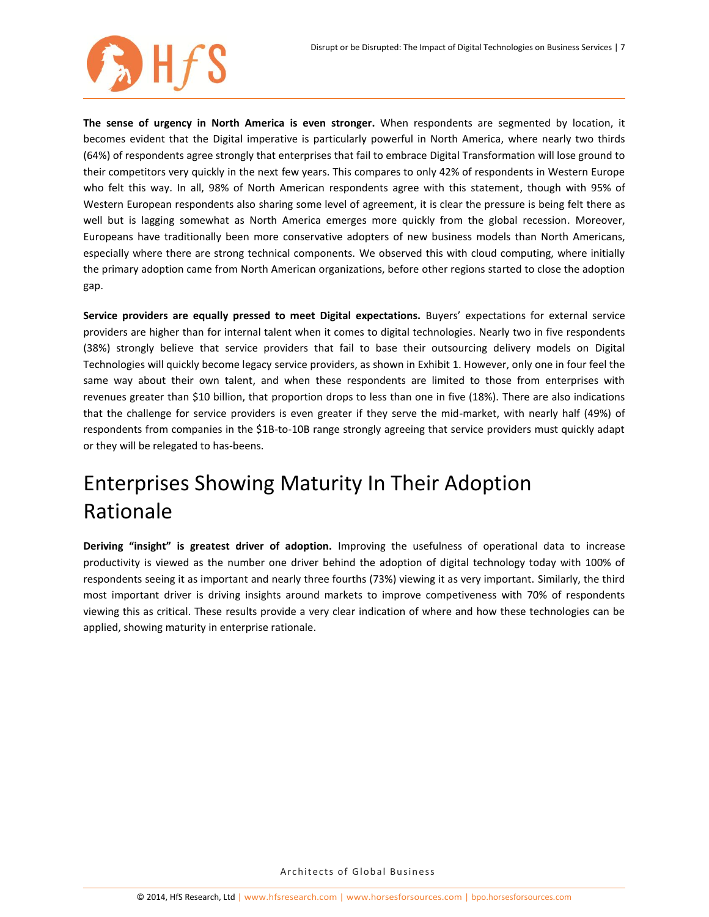**The sense of urgency in North America is even stronger.** When respondents are segmented by location, it becomes evident that the Digital imperative is particularly powerful in North America, where nearly two thirds (64%) of respondents agree strongly that enterprises that fail to embrace Digital Transformation will lose ground to their competitors very quickly in the next few years. This compares to only 42% of respondents in Western Europe who felt this way. In all, 98% of North American respondents agree with this statement, though with 95% of Western European respondents also sharing some level of agreement, it is clear the pressure is being felt there as well but is lagging somewhat as North America emerges more quickly from the global recession. Moreover, Europeans have traditionally been more conservative adopters of new business models than North Americans, especially where there are strong technical components. We observed this with cloud computing, where initially the primary adoption came from North American organizations, before other regions started to close the adoption gap.

**Service providers are equally pressed to meet Digital expectations.** Buyers' expectations for external service providers are higher than for internal talent when it comes to digital technologies. Nearly two in five respondents (38%) strongly believe that service providers that fail to base their outsourcing delivery models on Digital Technologies will quickly become legacy service providers, as shown in Exhibit 1. However, only one in four feel the same way about their own talent, and when these respondents are limited to those from enterprises with revenues greater than $10 billion, that proportion drops to less than one in five (18%). There are also indications that the challenge for service providers is even greater if they serve the mid-market, with nearly half (49%) of respondents from companies in the $1B-to-10B range strongly agreeing that service providers must quickly adapt or they will be relegated to has-beens.

# Enterprises Showing Maturity In Their Adoption Rationale

**Deriving "insight" is greatest driver of adoption.** Improving the usefulness of operational data to increase productivity is viewed as the number one driver behind the adoption of digital technology today with 100% of respondents seeing it as important and nearly three fourths (73%) viewing it as very important. Similarly, the third most important driver is driving insights around markets to improve competiveness with 70% of respondents viewing this as critical. These results provide a very clear indication of where and how these technologies can be applied, showing maturity in enterprise rationale.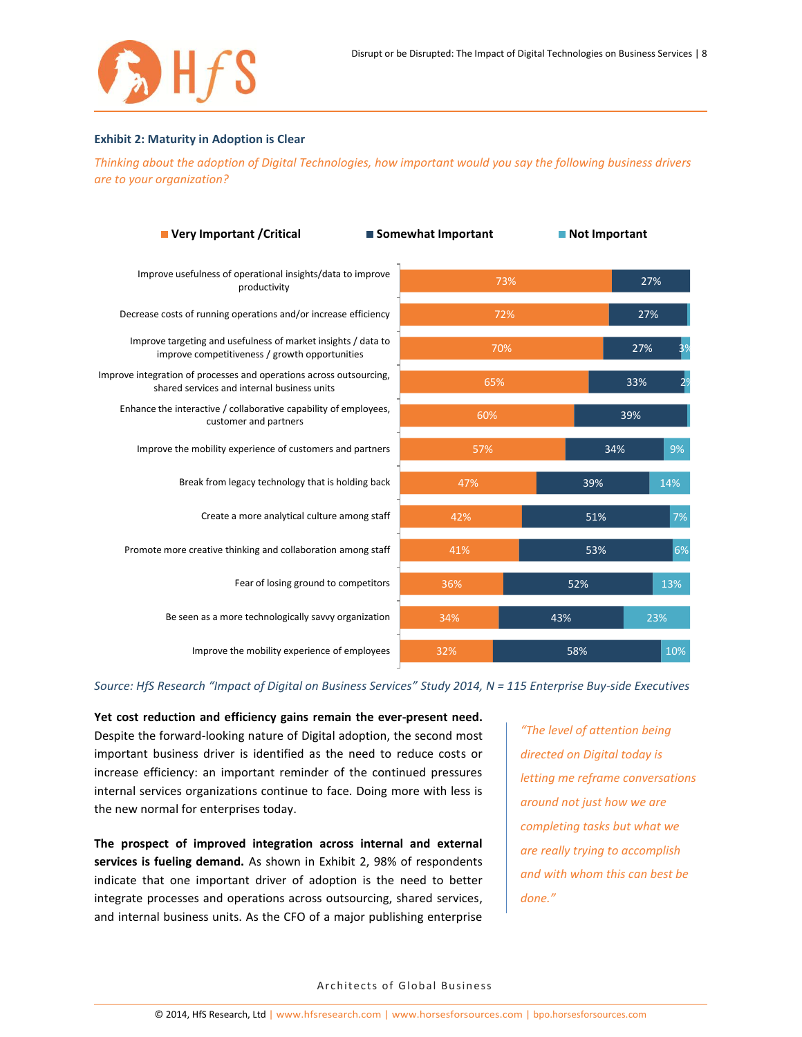**Exhibit 2: Maturity in Adoption is Clear**

*Thinking about the adoption of Digital Technologies, how important would you say the following business drivers are to your organization?*

| Business driver | Very Important / Critical | Somewhat Important | Not Important |
|---|---|---|---|
| Improve usefulness of operational insights/data to improve productivity | 73% | 27% | |
| Decrease costs of running operations and/or increase efficiency | 72% | 27% | |
| Improve targeting and usefulness of market insights / data to improve competitiveness / growth opportunities | 70% | 27% | 3% |
| Improve integration of processes and operations across outsourcing, shared services and internal business units | 65% | 33% | 2% |
| Enhance the interactive / collaborative capability of employees, customer and partners | 60% | 39% | |
| Improve the mobility experience of customers and partners | 57% | 34% | 9% |
| Break from legacy technology that is holding back | 47% | 39% | 14% |
| Create a more analytical culture among staff | 42% | 51% | 7% |
| Promote more creative thinking and collaboration among staff | 41% | 53% | 6% |
| Fear of losing ground to competitors | 36% | 52% | 13% |
| Be seen as a more technologically savvy organization | 34% | 43% | 23% |
| Improve the mobility experience of employees | 32% | 58% | 10% |

*Source: HfS Research "Impact of Digital on Business Services" Study 2014, N = 115 Enterprise Buy-side Executives*

**Yet cost reduction and efficiency gains remain the ever-present need.** Despite the forward-looking nature of Digital adoption, the second most important business driver is identified as the need to reduce costs or increase efficiency: an important reminder of the continued pressures internal services organizations continue to face. Doing more with less is the new normal for enterprises today.

**The prospect of improved integration across internal and external services is fueling demand.** As shown in Exhibit 2, 98% of respondents indicate that one important driver of adoption is the need to better integrate processes and operations across outsourcing, shared services, and internal business units. As the CFO of a major publishing enterprise

> *"The level of attention being directed on Digital today is letting me reframe conversations around not just how we are completing tasks but what we are really trying to accomplish and with whom this can best be done."*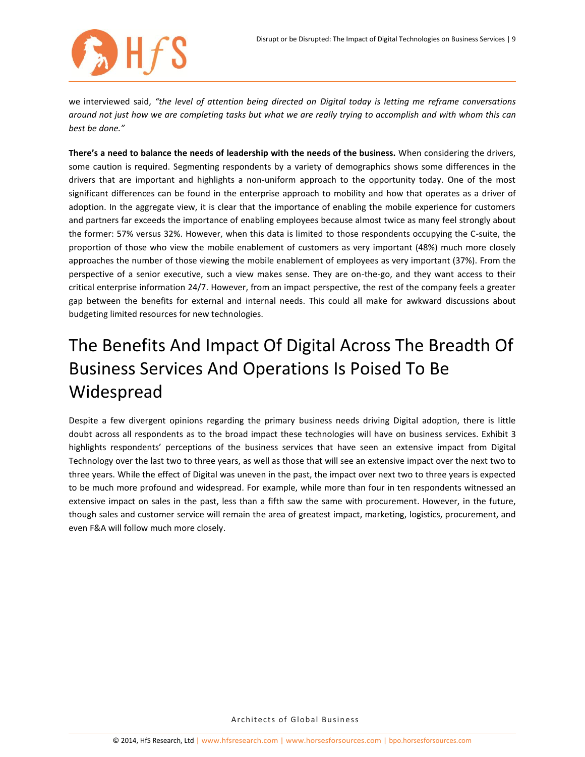we interviewed said, *"the level of attention being directed on Digital today is letting me reframe conversations around not just how we are completing tasks but what we are really trying to accomplish and with whom this can best be done."*

**There's a need to balance the needs of leadership with the needs of the business.** When considering the drivers, some caution is required. Segmenting respondents by a variety of demographics shows some differences in the drivers that are important and highlights a non-uniform approach to the opportunity today. One of the most significant differences can be found in the enterprise approach to mobility and how that operates as a driver of adoption. In the aggregate view, it is clear that the importance of enabling the mobile experience for customers and partners far exceeds the importance of enabling employees because almost twice as many feel strongly about the former: 57% versus 32%. However, when this data is limited to those respondents occupying the C-suite, the proportion of those who view the mobile enablement of customers as very important (48%) much more closely approaches the number of those viewing the mobile enablement of employees as very important (37%). From the perspective of a senior executive, such a view makes sense. They are on-the-go, and they want access to their critical enterprise information 24/7. However, from an impact perspective, the rest of the company feels a greater gap between the benefits for external and internal needs. This could all make for awkward discussions about budgeting limited resources for new technologies.

# The Benefits And Impact Of Digital Across The Breadth Of Business Services And Operations Is Poised To Be Widespread

Despite a few divergent opinions regarding the primary business needs driving Digital adoption, there is little doubt across all respondents as to the broad impact these technologies will have on business services. Exhibit 3 highlights respondents' perceptions of the business services that have seen an extensive impact from Digital Technology over the last two to three years, as well as those that will see an extensive impact over the next two to three years. While the effect of Digital was uneven in the past, the impact over next two to three years is expected to be much more profound and widespread. For example, while more than four in ten respondents witnessed an extensive impact on sales in the past, less than a fifth saw the same with procurement. However, in the future, though sales and customer service will remain the area of greatest impact, marketing, logistics, procurement, and even F&A will follow much more closely.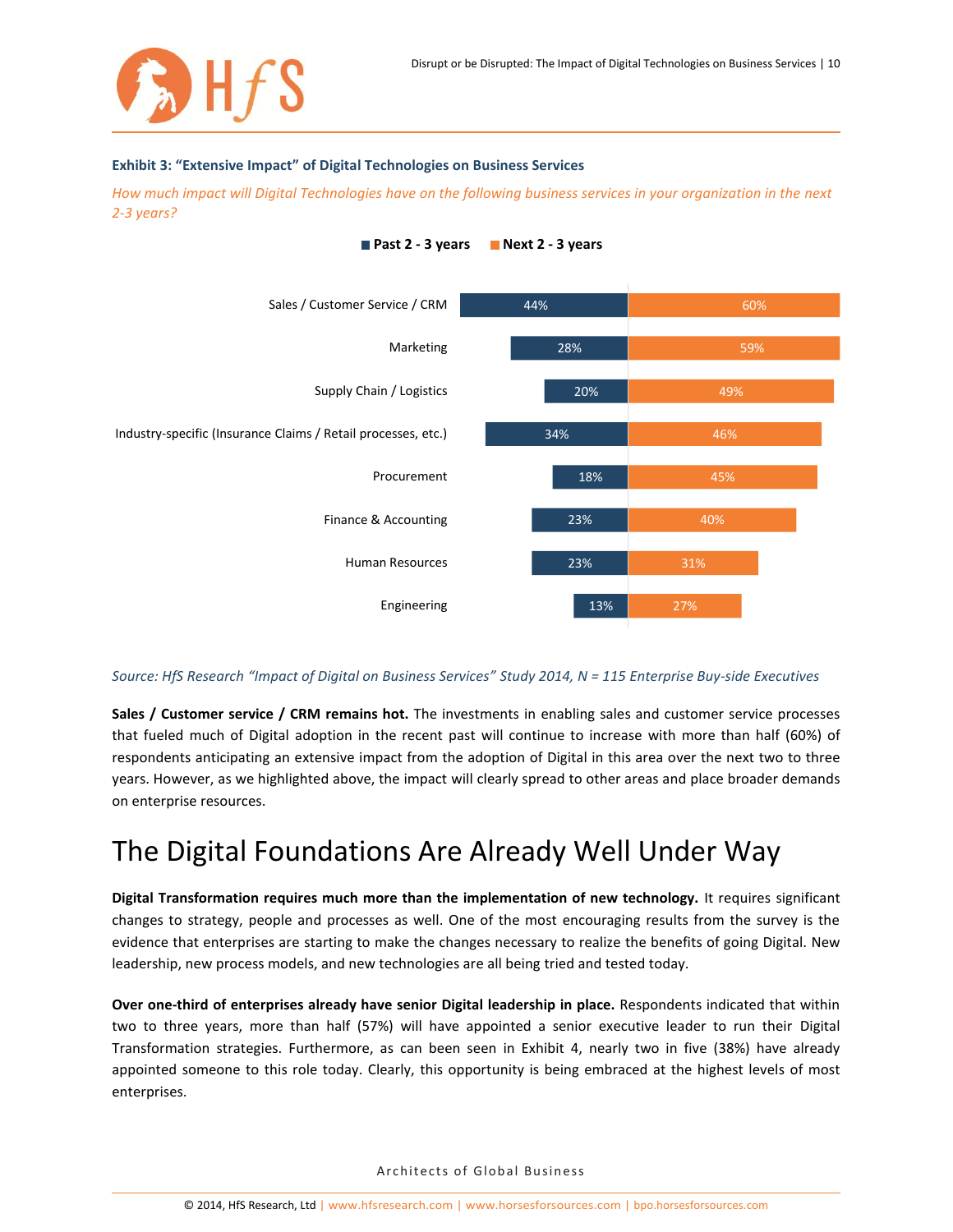**Exhibit 3: "Extensive Impact" of Digital Technologies on Business Services**

*How much impact will Digital Technologies have on the following business services in your organization in the next 2-3 years?*

| | Past 2 - 3 years | Next 2 - 3 years |
|---|---|---|
| Sales / Customer Service / CRM | 44% | 60% |
| Marketing | 28% | 59% |
| Supply Chain / Logistics | 20% | 49% |
| Industry-specific (Insurance Claims / Retail processes, etc.) | 34% | 46% |
| Procurement | 18% | 45% |
| Finance & Accounting | 23% | 40% |
| Human Resources | 23% | 31% |
| Engineering | 13% | 27% |

*Source: HfS Research "Impact of Digital on Business Services" Study 2014, N = 115 Enterprise Buy-side Executives*

**Sales / Customer service / CRM remains hot.** The investments in enabling sales and customer service processes that fueled much of Digital adoption in the recent past will continue to increase with more than half (60%) of respondents anticipating an extensive impact from the adoption of Digital in this area over the next two to three years. However, as we highlighted above, the impact will clearly spread to other areas and place broader demands on enterprise resources.

# The Digital Foundations Are Already Well Under Way

**Digital Transformation requires much more than the implementation of new technology.** It requires significant changes to strategy, people and processes as well. One of the most encouraging results from the survey is the evidence that enterprises are starting to make the changes necessary to realize the benefits of going Digital. New leadership, new process models, and new technologies are all being tried and tested today.

**Over one-third of enterprises already have senior Digital leadership in place.** Respondents indicated that within two to three years, more than half (57%) will have appointed a senior executive leader to run their Digital Transformation strategies. Furthermore, as can been seen in Exhibit 4, nearly two in five (38%) have already appointed someone to this role today. Clearly, this opportunity is being embraced at the highest levels of most enterprises.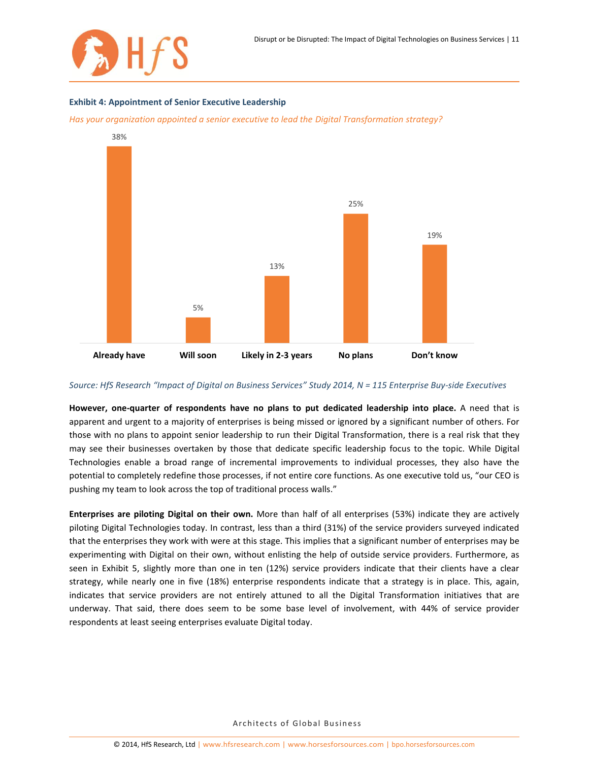**Exhibit 4: Appointment of Senior Executive Leadership**

*Has your organization appointed a senior executive to lead the Digital Transformation strategy?*

| Already have | Will soon | Likely in 2-3 years | No plans | Don't know |
|---|---|---|---|---|
| 38% | 5% | 13% | 25% | 19% |

*Source: HfS Research "Impact of Digital on Business Services" Study 2014, N = 115 Enterprise Buy-side Executives*

**However, one-quarter of respondents have no plans to put dedicated leadership into place.** A need that is apparent and urgent to a majority of enterprises is being missed or ignored by a significant number of others. For those with no plans to appoint senior leadership to run their Digital Transformation, there is a real risk that they may see their businesses overtaken by those that dedicate specific leadership focus to the topic. While Digital Technologies enable a broad range of incremental improvements to individual processes, they also have the potential to completely redefine those processes, if not entire core functions. As one executive told us, "our CEO is pushing my team to look across the top of traditional process walls."

**Enterprises are piloting Digital on their own.** More than half of all enterprises (53%) indicate they are actively piloting Digital Technologies today. In contrast, less than a third (31%) of the service providers surveyed indicated that the enterprises they work with were at this stage. This implies that a significant number of enterprises may be experimenting with Digital on their own, without enlisting the help of outside service providers. Furthermore, as seen in Exhibit 5, slightly more than one in ten (12%) service providers indicate that their clients have a clear strategy, while nearly one in five (18%) enterprise respondents indicate that a strategy is in place. This, again, indicates that service providers are not entirely attuned to all the Digital Transformation initiatives that are underway. That said, there does seem to be some base level of involvement, with 44% of service provider respondents at least seeing enterprises evaluate Digital today.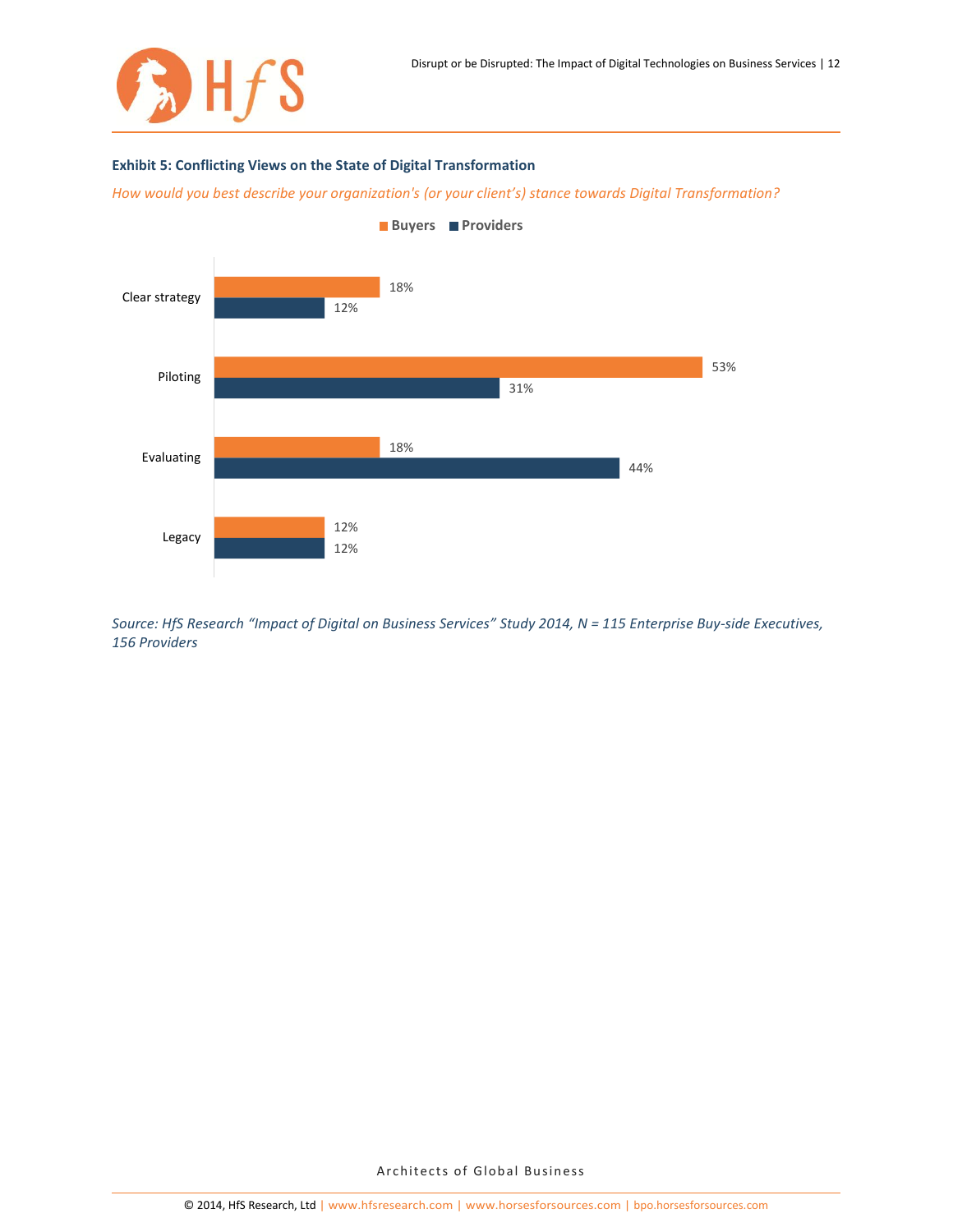**Exhibit 5: Conflicting Views on the State of Digital Transformation**

*How would you best describe your organization's (or your client's) stance towards Digital Transformation?*

| | Buyers | Providers |
|---|---|---|
| Clear strategy | 18% | 12% |
| Piloting | 53% | 31% |
| Evaluating | 18% | 44% |
| Legacy | 12% | 12% |

*Source: HfS Research "Impact of Digital on Business Services" Study 2014, N = 115 Enterprise Buy-side Executives, 156 Providers*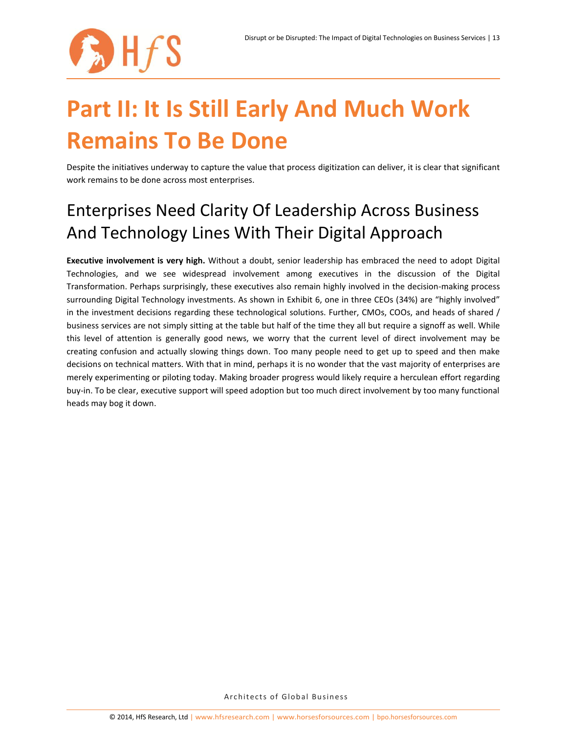# Part II: It Is Still Early And Much Work Remains To Be Done

Despite the initiatives underway to capture the value that process digitization can deliver, it is clear that significant work remains to be done across most enterprises.

## Enterprises Need Clarity Of Leadership Across Business And Technology Lines With Their Digital Approach

**Executive involvement is very high.** Without a doubt, senior leadership has embraced the need to adopt Digital Technologies, and we see widespread involvement among executives in the discussion of the Digital Transformation. Perhaps surprisingly, these executives also remain highly involved in the decision-making process surrounding Digital Technology investments. As shown in Exhibit 6, one in three CEOs (34%) are "highly involved" in the investment decisions regarding these technological solutions. Further, CMOs, COOs, and heads of shared / business services are not simply sitting at the table but half of the time they all but require a signoff as well. While this level of attention is generally good news, we worry that the current level of direct involvement may be creating confusion and actually slowing things down. Too many people need to get up to speed and then make decisions on technical matters. With that in mind, perhaps it is no wonder that the vast majority of enterprises are merely experimenting or piloting today. Making broader progress would likely require a herculean effort regarding buy-in. To be clear, executive support will speed adoption but too much direct involvement by too many functional heads may bog it down.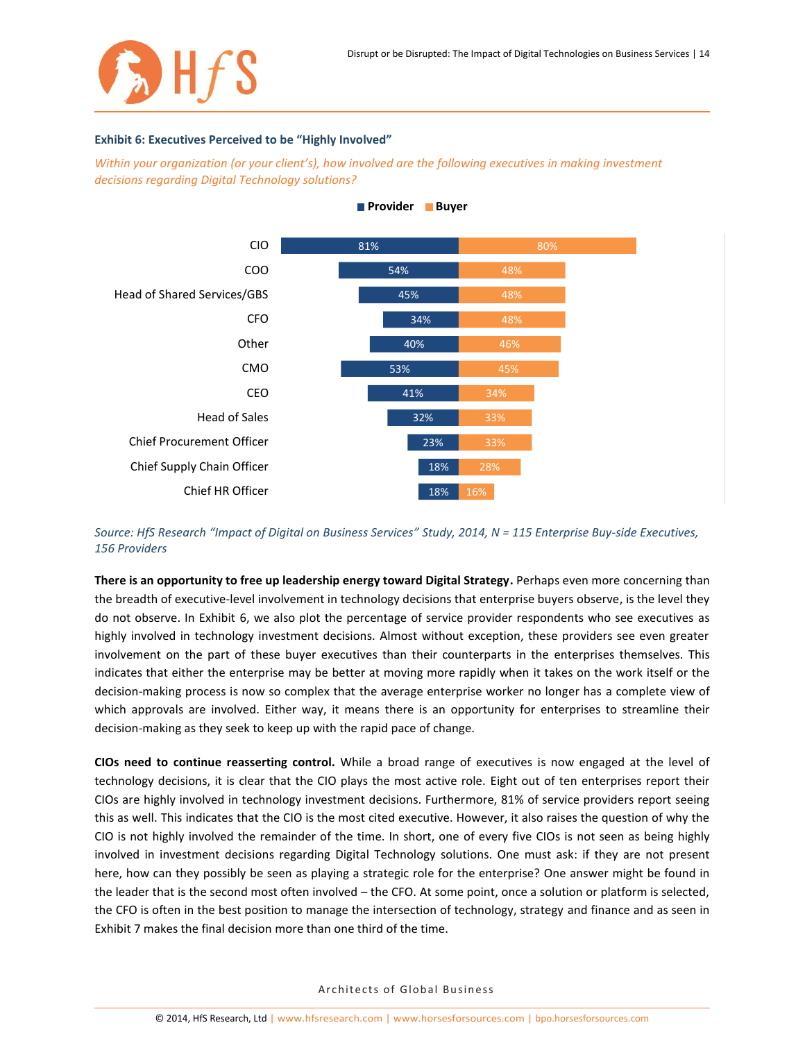**Exhibit 6: Executives Perceived to be "Highly Involved"**

*Within your organization (or your client's), how involved are the following executives in making investment decisions regarding Digital Technology solutions?*

| Executive | Provider | Buyer |
|---|---|---|
| CIO | 81% | 80% |
| COO | 54% | 48% |
| Head of Shared Services/GBS | 45% | 48% |
| CFO | 34% | 48% |
| Other | 40% | 46% |
| CMO | 53% | 45% |
| CEO | 41% | 34% |
| Head of Sales | 32% | 33% |
| Chief Procurement Officer | 23% | 33% |
| Chief Supply Chain Officer | 18% | 28% |
| Chief HR Officer | 18% | 16% |

*Source: HfS Research "Impact of Digital on Business Services" Study, 2014, N = 115 Enterprise Buy-side Executives, 156 Providers*

**There is an opportunity to free up leadership energy toward Digital Strategy.** Perhaps even more concerning than the breadth of executive-level involvement in technology decisions that enterprise buyers observe, is the level they do not observe. In Exhibit 6, we also plot the percentage of service provider respondents who see executives as highly involved in technology investment decisions. Almost without exception, these providers see even greater involvement on the part of these buyer executives than their counterparts in the enterprises themselves. This indicates that either the enterprise may be better at moving more rapidly when it takes on the work itself or the decision-making process is now so complex that the average enterprise worker no longer has a complete view of which approvals are involved. Either way, it means there is an opportunity for enterprises to streamline their decision-making as they seek to keep up with the rapid pace of change.

**CIOs need to continue reasserting control.** While a broad range of executives is now engaged at the level of technology decisions, it is clear that the CIO plays the most active role. Eight out of ten enterprises report their CIOs are highly involved in technology investment decisions. Furthermore, 81% of service providers report seeing this as well. This indicates that the CIO is the most cited executive. However, it also raises the question of why the CIO is not highly involved the remainder of the time. In short, one of every five CIOs is not seen as being highly involved in investment decisions regarding Digital Technology solutions. One must ask: if they are not present here, how can they possibly be seen as playing a strategic role for the enterprise? One answer might be found in the leader that is the second most often involved – the CFO. At some point, once a solution or platform is selected, the CFO is often in the best position to manage the intersection of technology, strategy and finance and as seen in Exhibit 7 makes the final decision more than one third of the time.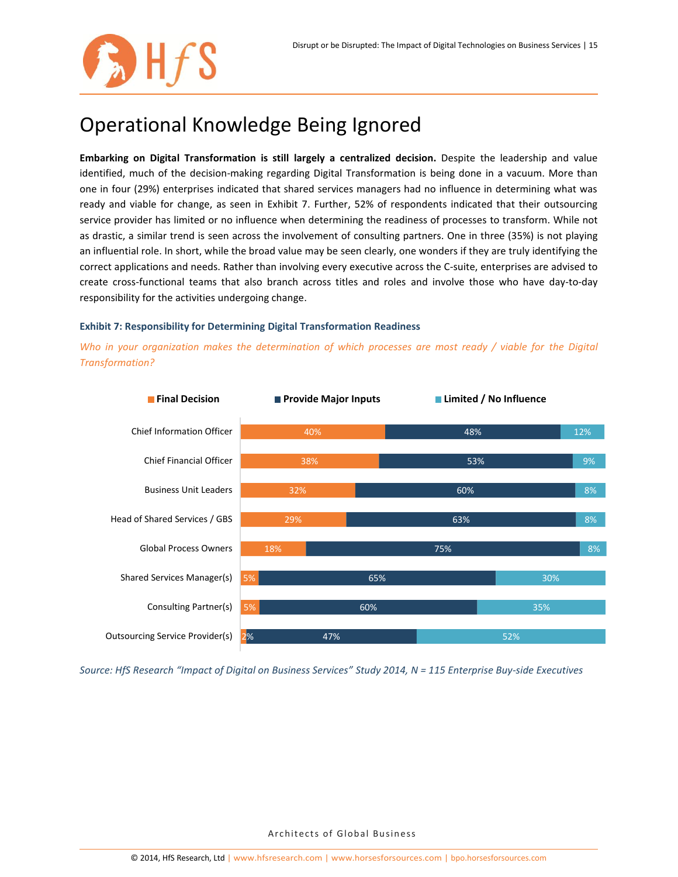# Operational Knowledge Being Ignored

**Embarking on Digital Transformation is still largely a centralized decision.** Despite the leadership and value identified, much of the decision-making regarding Digital Transformation is being done in a vacuum. More than one in four (29%) enterprises indicated that shared services managers had no influence in determining what was ready and viable for change, as seen in Exhibit 7. Further, 52% of respondents indicated that their outsourcing service provider has limited or no influence when determining the readiness of processes to transform. While not as drastic, a similar trend is seen across the involvement of consulting partners. One in three (35%) is not playing an influential role. In short, while the broad value may be seen clearly, one wonders if they are truly identifying the correct applications and needs. Rather than involving every executive across the C-suite, enterprises are advised to create cross-functional teams that also branch across titles and roles and involve those who have day-to-day responsibility for the activities undergoing change.

**Exhibit 7: Responsibility for Determining Digital Transformation Readiness**

*Who in your organization makes the determination of which processes are most ready / viable for the Digital Transformation?*

| | Final Decision | Provide Major Inputs | Limited / No Influence |
|---|---|---|---|
| Chief Information Officer | 40% | 48% | 12% |
| Chief Financial Officer | 38% | 53% | 9% |
| Business Unit Leaders | 32% | 60% | 8% |
| Head of Shared Services / GBS | 29% | 63% | 8% |
| Global Process Owners | 18% | 75% | 8% |
| Shared Services Manager(s) | 5% | 65% | 30% |
| Consulting Partner(s) | 5% | 60% | 35% |
| Outsourcing Service Provider(s) | 2% | 47% | 52% |

*Source: HfS Research "Impact of Digital on Business Services" Study 2014, N = 115 Enterprise Buy-side Executives*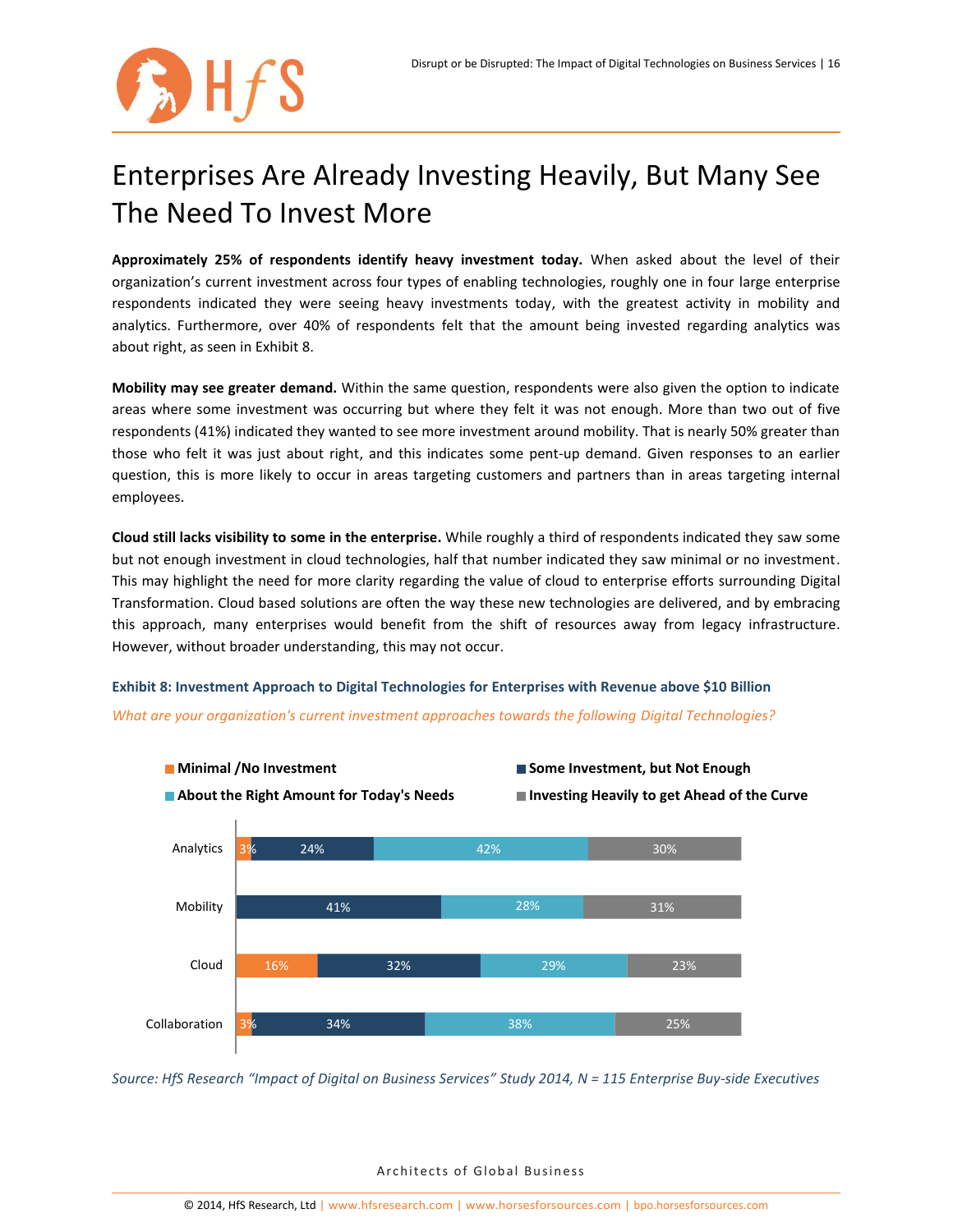# Enterprises Are Already Investing Heavily, But Many See The Need To Invest More

**Approximately 25% of respondents identify heavy investment today.** When asked about the level of their organization's current investment across four types of enabling technologies, roughly one in four large enterprise respondents indicated they were seeing heavy investments today, with the greatest activity in mobility and analytics. Furthermore, over 40% of respondents felt that the amount being invested regarding analytics was about right, as seen in Exhibit 8.

**Mobility may see greater demand.** Within the same question, respondents were also given the option to indicate areas where some investment was occurring but where they felt it was not enough. More than two out of five respondents (41%) indicated they wanted to see more investment around mobility. That is nearly 50% greater than those who felt it was just about right, and this indicates some pent-up demand. Given responses to an earlier question, this is more likely to occur in areas targeting customers and partners than in areas targeting internal employees.

**Cloud still lacks visibility to some in the enterprise.** While roughly a third of respondents indicated they saw some but not enough investment in cloud technologies, half that number indicated they saw minimal or no investment. This may highlight the need for more clarity regarding the value of cloud to enterprise efforts surrounding Digital Transformation. Cloud based solutions are often the way these new technologies are delivered, and by embracing this approach, many enterprises would benefit from the shift of resources away from legacy infrastructure. However, without broader understanding, this may not occur.

**Exhibit 8: Investment Approach to Digital Technologies for Enterprises with Revenue above $10 Billion**

*What are your organization's current investment approaches towards the following Digital Technologies?*

| | Minimal /No Investment | Some Investment, but Not Enough | About the Right Amount for Today's Needs | Investing Heavily to get Ahead of the Curve |
|---|---|---|---|---|
| Analytics | 3% | 24% | 42% | 30% |
| Mobility | | 41% | 28% | 31% |
| Cloud | 16% | 32% | 29% | 23% |
| Collaboration | 3% | 34% | 38% | 25% |

*Source: HfS Research "Impact of Digital on Business Services" Study 2014, N = 115 Enterprise Buy-side Executives*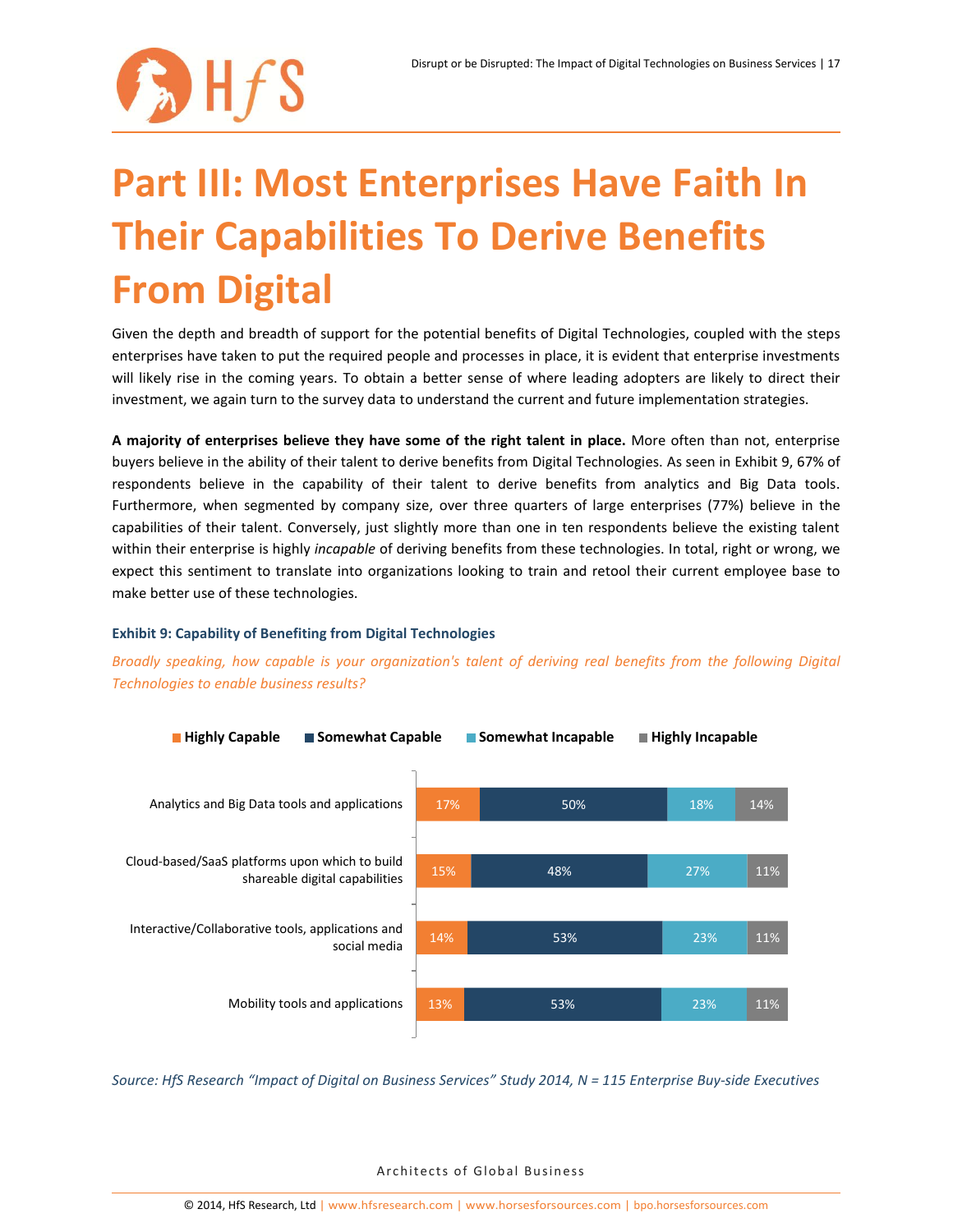# Part III: Most Enterprises Have Faith In Their Capabilities To Derive Benefits From Digital

Given the depth and breadth of support for the potential benefits of Digital Technologies, coupled with the steps enterprises have taken to put the required people and processes in place, it is evident that enterprise investments will likely rise in the coming years. To obtain a better sense of where leading adopters are likely to direct their investment, we again turn to the survey data to understand the current and future implementation strategies.

**A majority of enterprises believe they have some of the right talent in place.** More often than not, enterprise buyers believe in the ability of their talent to derive benefits from Digital Technologies. As seen in Exhibit 9, 67% of respondents believe in the capability of their talent to derive benefits from analytics and Big Data tools. Furthermore, when segmented by company size, over three quarters of large enterprises (77%) believe in the capabilities of their talent. Conversely, just slightly more than one in ten respondents believe the existing talent within their enterprise is highly *incapable* of deriving benefits from these technologies. In total, right or wrong, we expect this sentiment to translate into organizations looking to train and retool their current employee base to make better use of these technologies.

**Exhibit 9: Capability of Benefiting from Digital Technologies**

*Broadly speaking, how capable is your organization's talent of deriving real benefits from the following Digital Technologies to enable business results?*

| | Highly Capable | Somewhat Capable | Somewhat Incapable | Highly Incapable |
|---|---|---|---|---|
| Analytics and Big Data tools and applications | 17% | 50% | 18% | 14% |
| Cloud-based/SaaS platforms upon which to build shareable digital capabilities | 15% | 48% | 27% | 11% |
| Interactive/Collaborative tools, applications and social media | 14% | 53% | 23% | 11% |
| Mobility tools and applications | 13% | 53% | 23% | 11% |

*Source: HfS Research "Impact of Digital on Business Services" Study 2014, N = 115 Enterprise Buy-side Executives*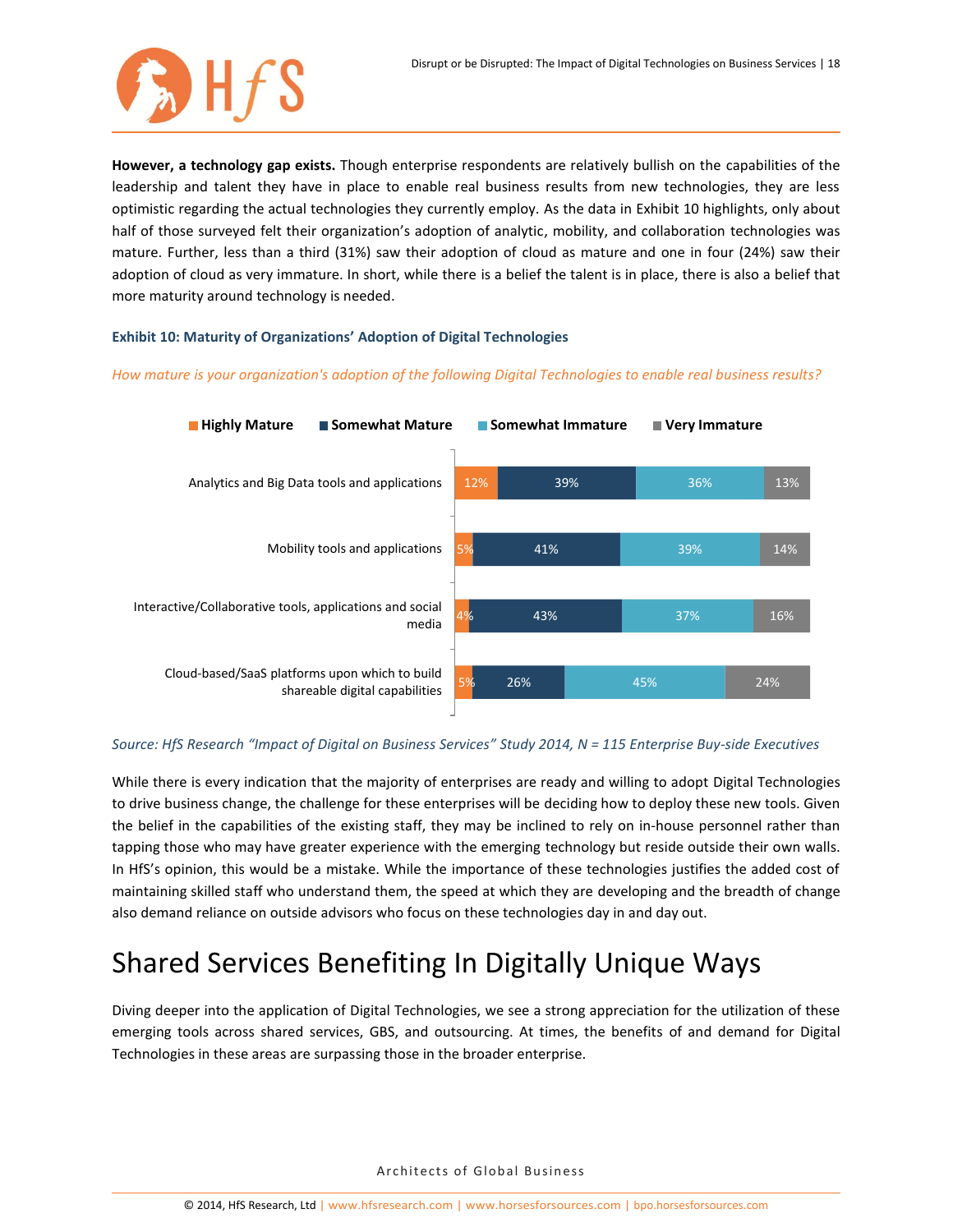**However, a technology gap exists.** Though enterprise respondents are relatively bullish on the capabilities of the leadership and talent they have in place to enable real business results from new technologies, they are less optimistic regarding the actual technologies they currently employ. As the data in Exhibit 10 highlights, only about half of those surveyed felt their organization's adoption of analytic, mobility, and collaboration technologies was mature. Further, less than a third (31%) saw their adoption of cloud as mature and one in four (24%) saw their adoption of cloud as very immature. In short, while there is a belief the talent is in place, there is also a belief that more maturity around technology is needed.

**Exhibit 10: Maturity of Organizations' Adoption of Digital Technologies**

*How mature is your organization's adoption of the following Digital Technologies to enable real business results?*

| | Highly Mature | Somewhat Mature | Somewhat Immature | Very Immature |
|---|---|---|---|---|
| Analytics and Big Data tools and applications | 12% | 39% | 36% | 13% |
| Mobility tools and applications | 5% | 41% | 39% | 14% |
| Interactive/Collaborative tools, applications and social media | 4% | 43% | 37% | 16% |
| Cloud-based/SaaS platforms upon which to build shareable digital capabilities | 5% | 26% | 45% | 24% |

*Source: HfS Research "Impact of Digital on Business Services" Study 2014, N = 115 Enterprise Buy-side Executives*

While there is every indication that the majority of enterprises are ready and willing to adopt Digital Technologies to drive business change, the challenge for these enterprises will be deciding how to deploy these new tools. Given the belief in the capabilities of the existing staff, they may be inclined to rely on in-house personnel rather than tapping those who may have greater experience with the emerging technology but reside outside their own walls. In HfS's opinion, this would be a mistake. While the importance of these technologies justifies the added cost of maintaining skilled staff who understand them, the speed at which they are developing and the breadth of change also demand reliance on outside advisors who focus on these technologies day in and day out.

# Shared Services Benefiting In Digitally Unique Ways

Diving deeper into the application of Digital Technologies, we see a strong appreciation for the utilization of these emerging tools across shared services, GBS, and outsourcing. At times, the benefits of and demand for Digital Technologies in these areas are surpassing those in the broader enterprise.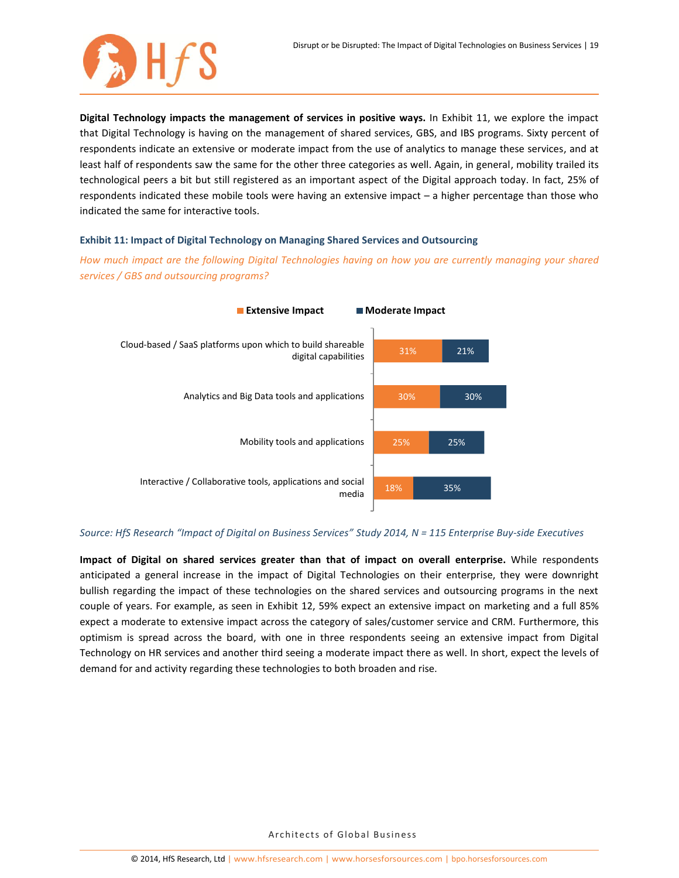**Digital Technology impacts the management of services in positive ways.** In Exhibit 11, we explore the impact that Digital Technology is having on the management of shared services, GBS, and IBS programs. Sixty percent of respondents indicate an extensive or moderate impact from the use of analytics to manage these services, and at least half of respondents saw the same for the other three categories as well. Again, in general, mobility trailed its technological peers a bit but still registered as an important aspect of the Digital approach today. In fact, 25% of respondents indicated these mobile tools were having an extensive impact – a higher percentage than those who indicated the same for interactive tools.

**Exhibit 11: Impact of Digital Technology on Managing Shared Services and Outsourcing**

*How much impact are the following Digital Technologies having on how you are currently managing your shared services / GBS and outsourcing programs?*

| | Extensive Impact | Moderate Impact |
|---|---|---|
| Cloud-based / SaaS platforms upon which to build shareable digital capabilities | 31% | 21% |
| Analytics and Big Data tools and applications | 30% | 30% |
| Mobility tools and applications | 25% | 25% |
| Interactive / Collaborative tools, applications and social media | 18% | 35% |

*Source: HfS Research "Impact of Digital on Business Services" Study 2014, N = 115 Enterprise Buy-side Executives*

**Impact of Digital on shared services greater than that of impact on overall enterprise.** While respondents anticipated a general increase in the impact of Digital Technologies on their enterprise, they were downright bullish regarding the impact of these technologies on the shared services and outsourcing programs in the next couple of years. For example, as seen in Exhibit 12, 59% expect an extensive impact on marketing and a full 85% expect a moderate to extensive impact across the category of sales/customer service and CRM. Furthermore, this optimism is spread across the board, with one in three respondents seeing an extensive impact from Digital Technology on HR services and another third seeing a moderate impact there as well. In short, expect the levels of demand for and activity regarding these technologies to both broaden and rise.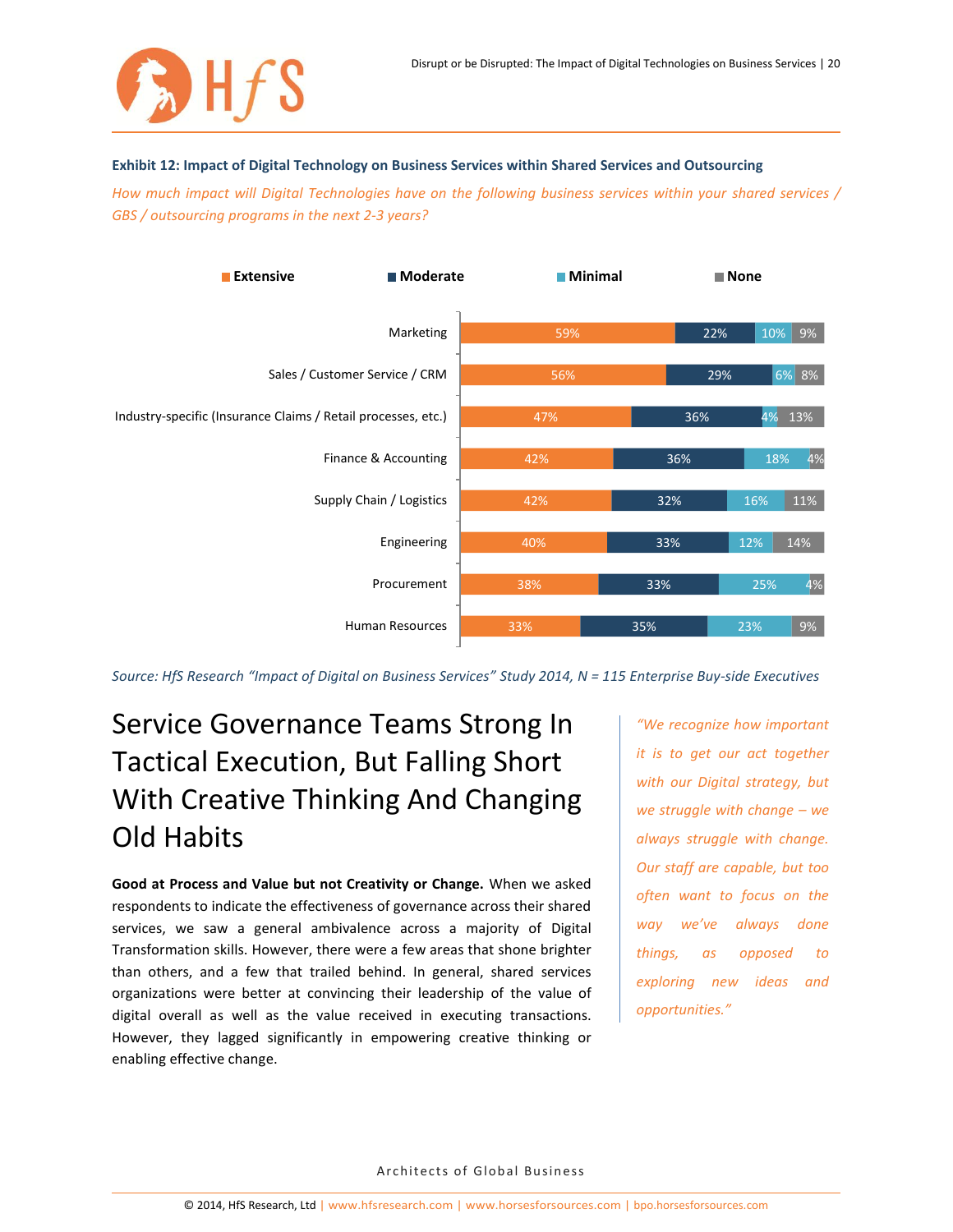**Exhibit 12: Impact of Digital Technology on Business Services within Shared Services and Outsourcing**

*How much impact will Digital Technologies have on the following business services within your shared services / GBS / outsourcing programs in the next 2-3 years?*

| | Extensive | Moderate | Minimal | None |
|---|---|---|---|---|
| Marketing | 59% | 22% | 10% | 9% |
| Sales / Customer Service / CRM | 56% | 29% | 6% | 8% |
| Industry-specific (Insurance Claims / Retail processes, etc.) | 47% | 36% | 4% | 13% |
| Finance & Accounting | 42% | 36% | 18% | 4% |
| Supply Chain / Logistics | 42% | 32% | 16% | 11% |
| Engineering | 40% | 33% | 12% | 14% |
| Procurement | 38% | 33% | 25% | 4% |
| Human Resources | 33% | 35% | 23% | 9% |

*Source: HfS Research "Impact of Digital on Business Services" Study 2014, N = 115 Enterprise Buy-side Executives*

# Service Governance Teams Strong In Tactical Execution, But Falling Short With Creative Thinking And Changing Old Habits

**Good at Process and Value but not Creativity or Change.** When we asked respondents to indicate the effectiveness of governance across their shared services, we saw a general ambivalence across a majority of Digital Transformation skills. However, there were a few areas that shone brighter than others, and a few that trailed behind. In general, shared services organizations were better at convincing their leadership of the value of digital overall as well as the value received in executing transactions. However, they lagged significantly in empowering creative thinking or enabling effective change.

*"We recognize how important it is to get our act together with our Digital strategy, but we struggle with change – we always struggle with change. Our staff are capable, but too often want to focus on the way we've always done things, as opposed to exploring new ideas and opportunities."*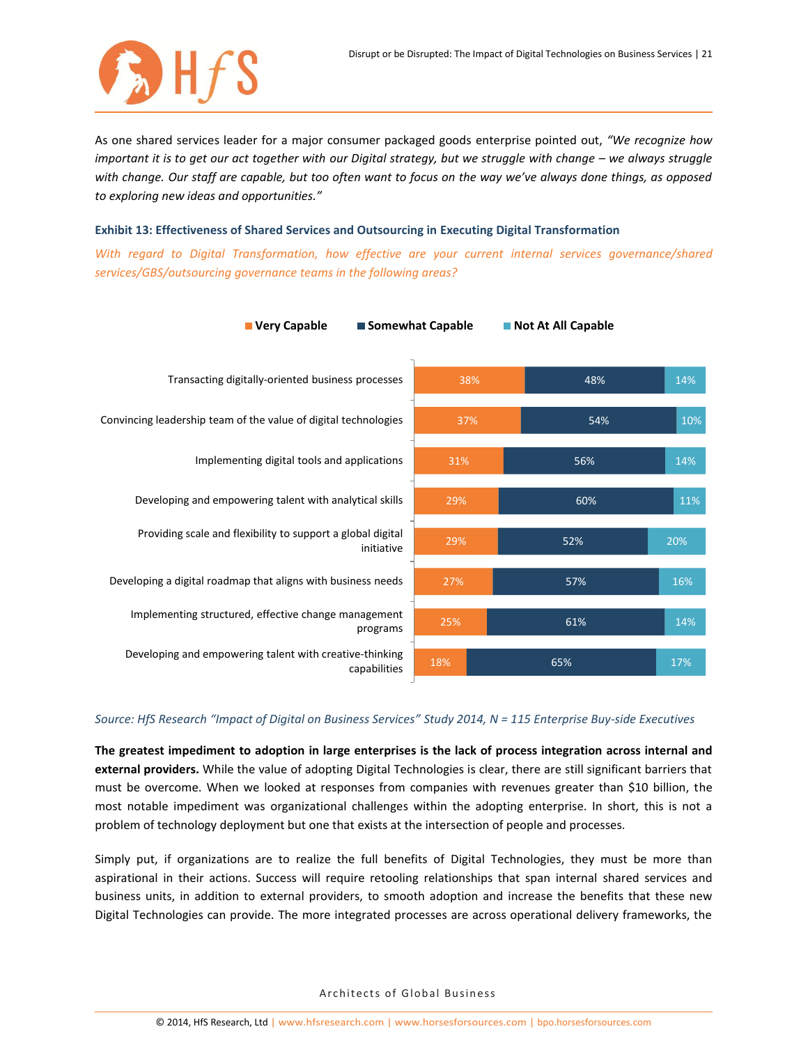As one shared services leader for a major consumer packaged goods enterprise pointed out, *"We recognize how important it is to get our act together with our Digital strategy, but we struggle with change – we always struggle with change. Our staff are capable, but too often want to focus on the way we've always done things, as opposed to exploring new ideas and opportunities."*

**Exhibit 13: Effectiveness of Shared Services and Outsourcing in Executing Digital Transformation**

*With regard to Digital Transformation, how effective are your current internal services governance/shared services/GBS/outsourcing governance teams in the following areas?*

| | Very Capable | Somewhat Capable | Not At All Capable |
|---|---|---|---|
| Transacting digitally-oriented business processes | 38% | 48% | 14% |
| Convincing leadership team of the value of digital technologies | 37% | 54% | 10% |
| Implementing digital tools and applications | 31% | 56% | 14% |
| Developing and empowering talent with analytical skills | 29% | 60% | 11% |
| Providing scale and flexibility to support a global digital initiative | 29% | 52% | 20% |
| Developing a digital roadmap that aligns with business needs | 27% | 57% | 16% |
| Implementing structured, effective change management programs | 25% | 61% | 14% |
| Developing and empowering talent with creative-thinking capabilities | 18% | 65% | 17% |

*Source: HfS Research "Impact of Digital on Business Services" Study 2014, N = 115 Enterprise Buy-side Executives*

**The greatest impediment to adoption in large enterprises is the lack of process integration across internal and external providers.** While the value of adopting Digital Technologies is clear, there are still significant barriers that must be overcome. When we looked at responses from companies with revenues greater than $10 billion, the most notable impediment was organizational challenges within the adopting enterprise. In short, this is not a problem of technology deployment but one that exists at the intersection of people and processes.

Simply put, if organizations are to realize the full benefits of Digital Technologies, they must be more than aspirational in their actions. Success will require retooling relationships that span internal shared services and business units, in addition to external providers, to smooth adoption and increase the benefits that these new Digital Technologies can provide. The more integrated processes are across operational delivery frameworks, the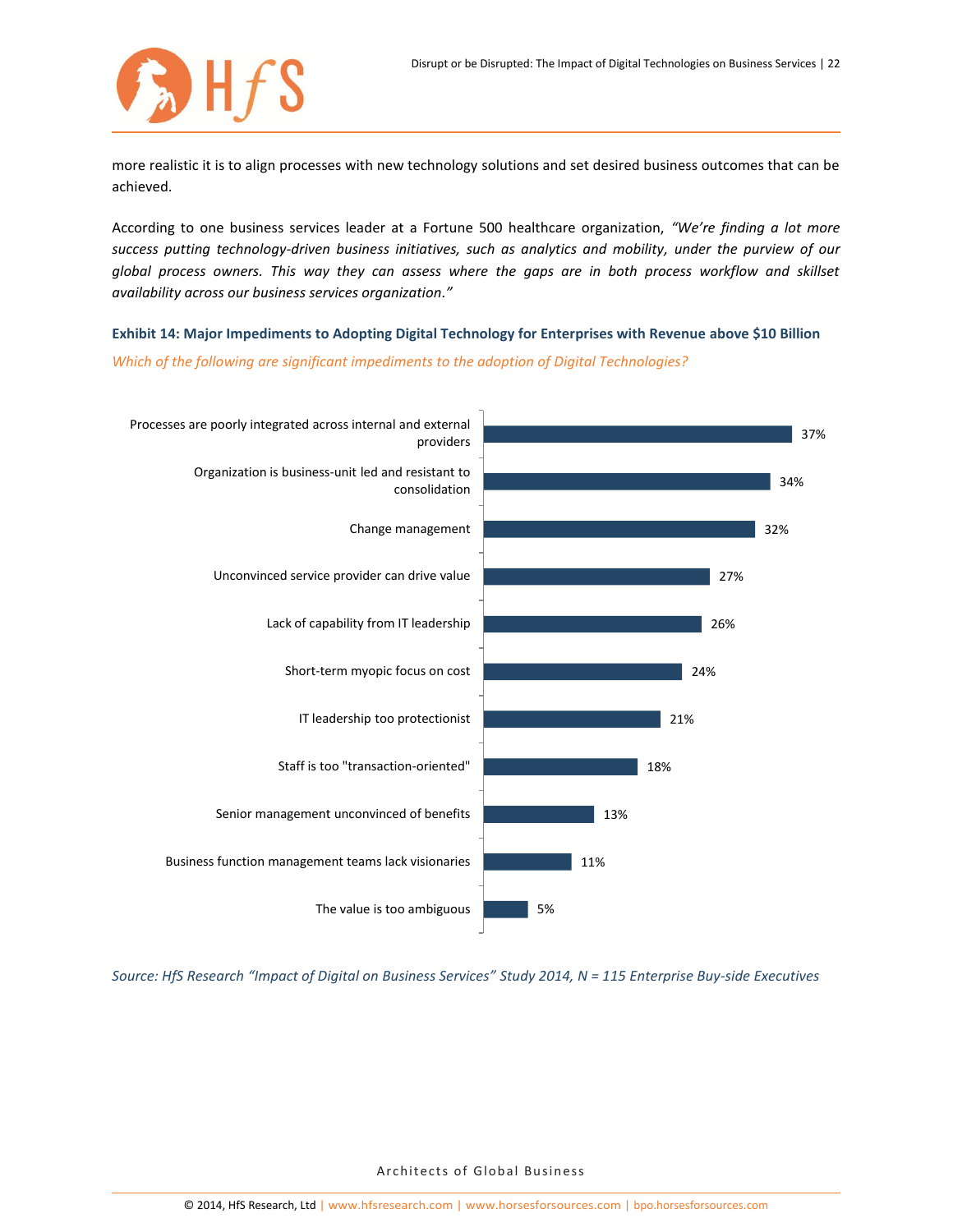more realistic it is to align processes with new technology solutions and set desired business outcomes that can be achieved.

According to one business services leader at a Fortune 500 healthcare organization, *"We're finding a lot more success putting technology-driven business initiatives, such as analytics and mobility, under the purview of our global process owners. This way they can assess where the gaps are in both process workflow and skillset availability across our business services organization."*

**Exhibit 14: Major Impediments to Adopting Digital Technology for Enterprises with Revenue above $10 Billion**

*Which of the following are significant impediments to the adoption of Digital Technologies?*

| Impediment | % |
|---|---|
| Processes are poorly integrated across internal and external providers | 37% |
| Organization is business-unit led and resistant to consolidation | 34% |
| Change management | 32% |
| Unconvinced service provider can drive value | 27% |
| Lack of capability from IT leadership | 26% |
| Short-term myopic focus on cost | 24% |
| IT leadership too protectionist | 21% |
| Staff is too "transaction-oriented" | 18% |
| Senior management unconvinced of benefits | 13% |
| Business function management teams lack visionaries | 11% |
| The value is too ambiguous | 5% |

*Source: HfS Research "Impact of Digital on Business Services" Study 2014, N = 115 Enterprise Buy-side Executives*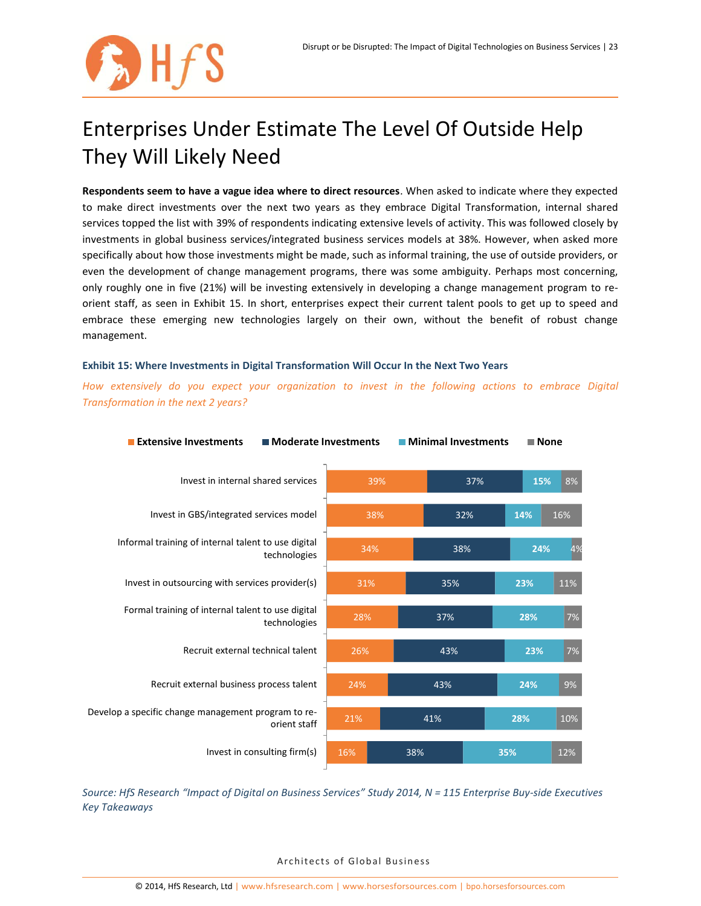# Enterprises Under Estimate The Level Of Outside Help They Will Likely Need

**Respondents seem to have a vague idea where to direct resources**. When asked to indicate where they expected to make direct investments over the next two years as they embrace Digital Transformation, internal shared services topped the list with 39% of respondents indicating extensive levels of activity. This was followed closely by investments in global business services/integrated business services models at 38%. However, when asked more specifically about how those investments might be made, such as informal training, the use of outside providers, or even the development of change management programs, there was some ambiguity. Perhaps most concerning, only roughly one in five (21%) will be investing extensively in developing a change management program to re-orient staff, as seen in Exhibit 15. In short, enterprises expect their current talent pools to get up to speed and embrace these emerging new technologies largely on their own, without the benefit of robust change management.

### Exhibit 15: Where Investments in Digital Transformation Will Occur In the Next Two Years

*How extensively do you expect your organization to invest in the following actions to embrace Digital Transformation in the next 2 years?*

| | Extensive Investments | Moderate Investments | Minimal Investments | None |
|---|---|---|---|---|
| Invest in internal shared services | 39% | 37% | 15% | 8% |
| Invest in GBS/integrated services model | 38% | 32% | 14% | 16% |
| Informal training of internal talent to use digital technologies | 34% | 38% | 24% | 4% |
| Invest in outsourcing with services provider(s) | 31% | 35% | 23% | 11% |
| Formal training of internal talent to use digital technologies | 28% | 37% | 28% | 7% |
| Recruit external technical talent | 26% | 43% | 23% | 7% |
| Recruit external business process talent | 24% | 43% | 24% | 9% |
| Develop a specific change management program to re-orient staff | 21% | 41% | 28% | 10% |
| Invest in consulting firm(s) | 16% | 38% | 35% | 12% |

*Source: HfS Research "Impact of Digital on Business Services" Study 2014, N = 115 Enterprise Buy-side Executives Key Takeaways*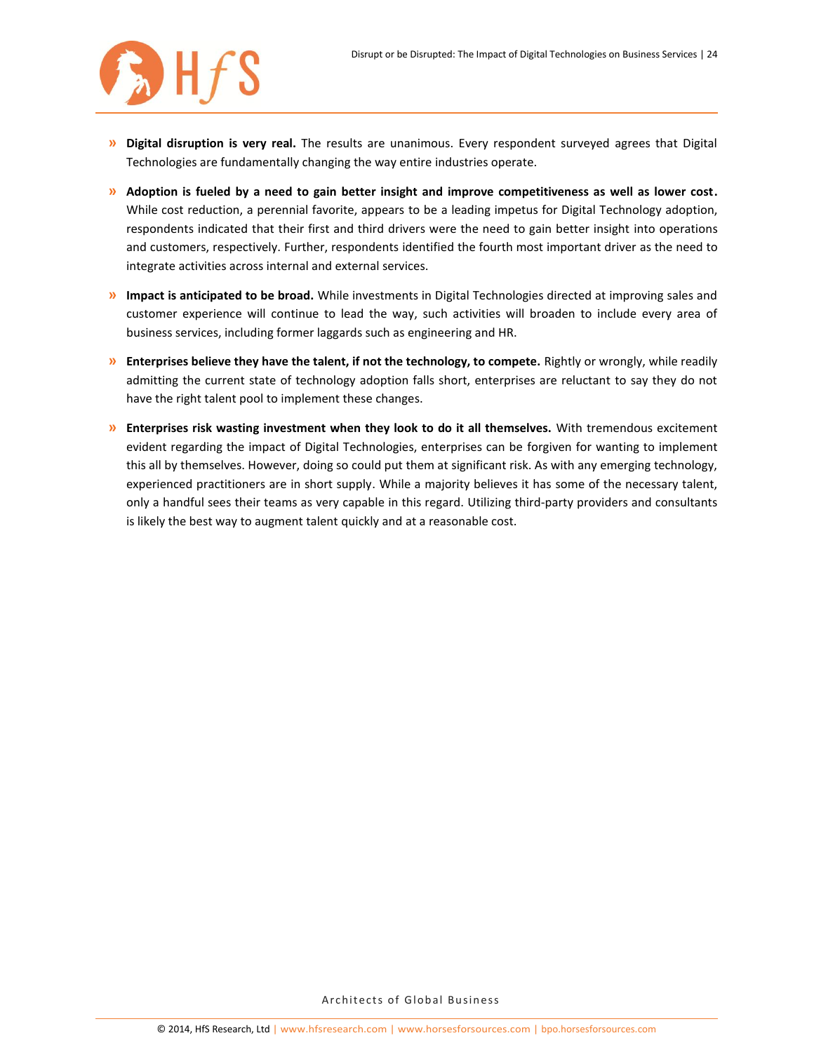- **Digital disruption is very real.** The results are unanimous. Every respondent surveyed agrees that Digital Technologies are fundamentally changing the way entire industries operate.

- **Adoption is fueled by a need to gain better insight and improve competitiveness as well as lower cost.** While cost reduction, a perennial favorite, appears to be a leading impetus for Digital Technology adoption, respondents indicated that their first and third drivers were the need to gain better insight into operations and customers, respectively. Further, respondents identified the fourth most important driver as the need to integrate activities across internal and external services.

- **Impact is anticipated to be broad.** While investments in Digital Technologies directed at improving sales and customer experience will continue to lead the way, such activities will broaden to include every area of business services, including former laggards such as engineering and HR.

- **Enterprises believe they have the talent, if not the technology, to compete.** Rightly or wrongly, while readily admitting the current state of technology adoption falls short, enterprises are reluctant to say they do not have the right talent pool to implement these changes.

- **Enterprises risk wasting investment when they look to do it all themselves.** With tremendous excitement evident regarding the impact of Digital Technologies, enterprises can be forgiven for wanting to implement this all by themselves. However, doing so could put them at significant risk. As with any emerging technology, experienced practitioners are in short supply. While a majority believes it has some of the necessary talent, only a handful sees their teams as very capable in this regard. Utilizing third-party providers and consultants is likely the best way to augment talent quickly and at a reasonable cost.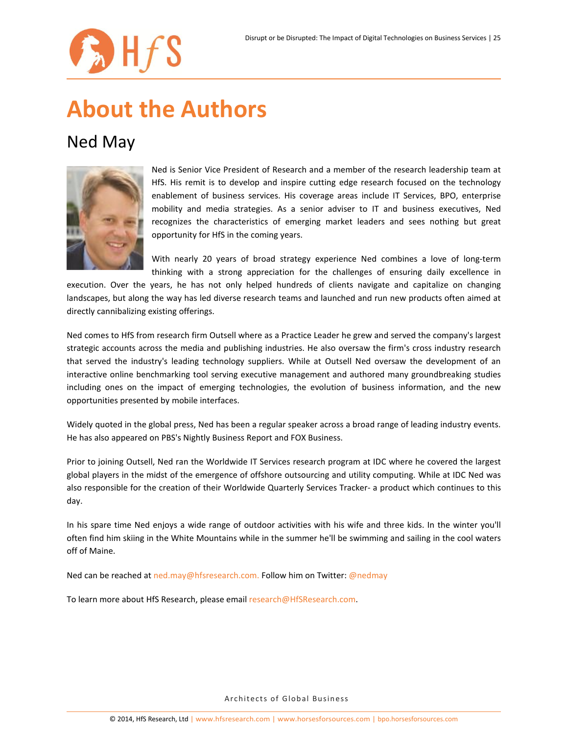# About the Authors

## Ned May

Ned is Senior Vice President of Research and a member of the research leadership team at HfS. His remit is to develop and inspire cutting edge research focused on the technology enablement of business services. His coverage areas include IT Services, BPO, enterprise mobility and media strategies. As a senior adviser to IT and business executives, Ned recognizes the characteristics of emerging market leaders and sees nothing but great opportunity for HfS in the coming years.

With nearly 20 years of broad strategy experience Ned combines a love of long-term thinking with a strong appreciation for the challenges of ensuring daily excellence in execution. Over the years, he has not only helped hundreds of clients navigate and capitalize on changing landscapes, but along the way has led diverse research teams and launched and run new products often aimed at directly cannibalizing existing offerings.

Ned comes to HfS from research firm Outsell where as a Practice Leader he grew and served the company's largest strategic accounts across the media and publishing industries. He also oversaw the firm's cross industry research that served the industry's leading technology suppliers. While at Outsell Ned oversaw the development of an interactive online benchmarking tool serving executive management and authored many groundbreaking studies including ones on the impact of emerging technologies, the evolution of business information, and the new opportunities presented by mobile interfaces.

Widely quoted in the global press, Ned has been a regular speaker across a broad range of leading industry events. He has also appeared on PBS's Nightly Business Report and FOX Business.

Prior to joining Outsell, Ned ran the Worldwide IT Services research program at IDC where he covered the largest global players in the midst of the emergence of offshore outsourcing and utility computing. While at IDC Ned was also responsible for the creation of their Worldwide Quarterly Services Tracker- a product which continues to this day.

In his spare time Ned enjoys a wide range of outdoor activities with his wife and three kids. In the winter you'll often find him skiing in the White Mountains while in the summer he'll be swimming and sailing in the cool waters off of Maine.

Ned can be reached at ned.may@hfsresearch.com. Follow him on Twitter: @nedmay

To learn more about HfS Research, please email research@HfSResearch.com.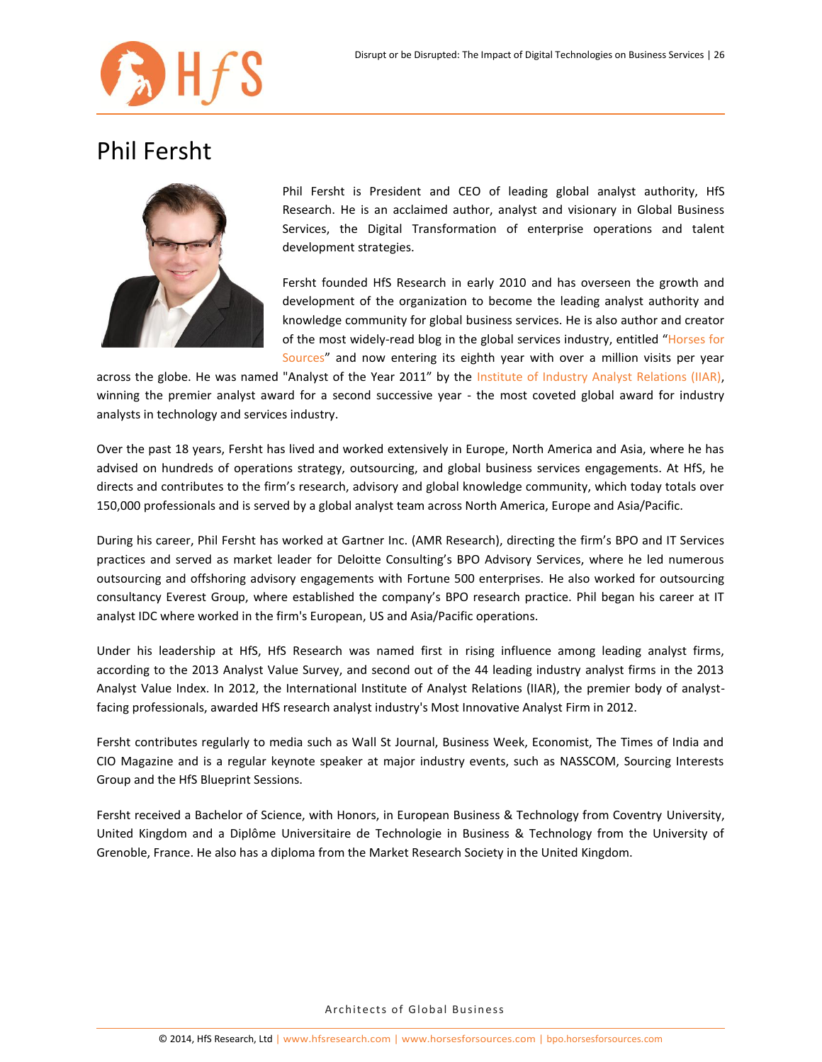# Phil Fersht

Phil Fersht is President and CEO of leading global analyst authority, HfS Research. He is an acclaimed author, analyst and visionary in Global Business Services, the Digital Transformation of enterprise operations and talent development strategies.

Fersht founded HfS Research in early 2010 and has overseen the growth and development of the organization to become the leading analyst authority and knowledge community for global business services. He is also author and creator of the most widely-read blog in the global services industry, entitled "Horses for Sources" and now entering its eighth year with over a million visits per year across the globe. He was named "Analyst of the Year 2011" by the Institute of Industry Analyst Relations (IIAR), winning the premier analyst award for a second successive year - the most coveted global award for industry analysts in technology and services industry.

Over the past 18 years, Fersht has lived and worked extensively in Europe, North America and Asia, where he has advised on hundreds of operations strategy, outsourcing, and global business services engagements. At HfS, he directs and contributes to the firm's research, advisory and global knowledge community, which today totals over 150,000 professionals and is served by a global analyst team across North America, Europe and Asia/Pacific.

During his career, Phil Fersht has worked at Gartner Inc. (AMR Research), directing the firm's BPO and IT Services practices and served as market leader for Deloitte Consulting's BPO Advisory Services, where he led numerous outsourcing and offshoring advisory engagements with Fortune 500 enterprises. He also worked for outsourcing consultancy Everest Group, where established the company's BPO research practice. Phil began his career at IT analyst IDC where worked in the firm's European, US and Asia/Pacific operations.

Under his leadership at HfS, HfS Research was named first in rising influence among leading analyst firms, according to the 2013 Analyst Value Survey, and second out of the 44 leading industry analyst firms in the 2013 Analyst Value Index. In 2012, the International Institute of Analyst Relations (IIAR), the premier body of analyst-facing professionals, awarded HfS research analyst industry's Most Innovative Analyst Firm in 2012.

Fersht contributes regularly to media such as Wall St Journal, Business Week, Economist, The Times of India and CIO Magazine and is a regular keynote speaker at major industry events, such as NASSCOM, Sourcing Interests Group and the HfS Blueprint Sessions.

Fersht received a Bachelor of Science, with Honors, in European Business & Technology from Coventry University, United Kingdom and a Diplôme Universitaire de Technologie in Business & Technology from the University of Grenoble, France. He also has a diploma from the Market Research Society in the United Kingdom.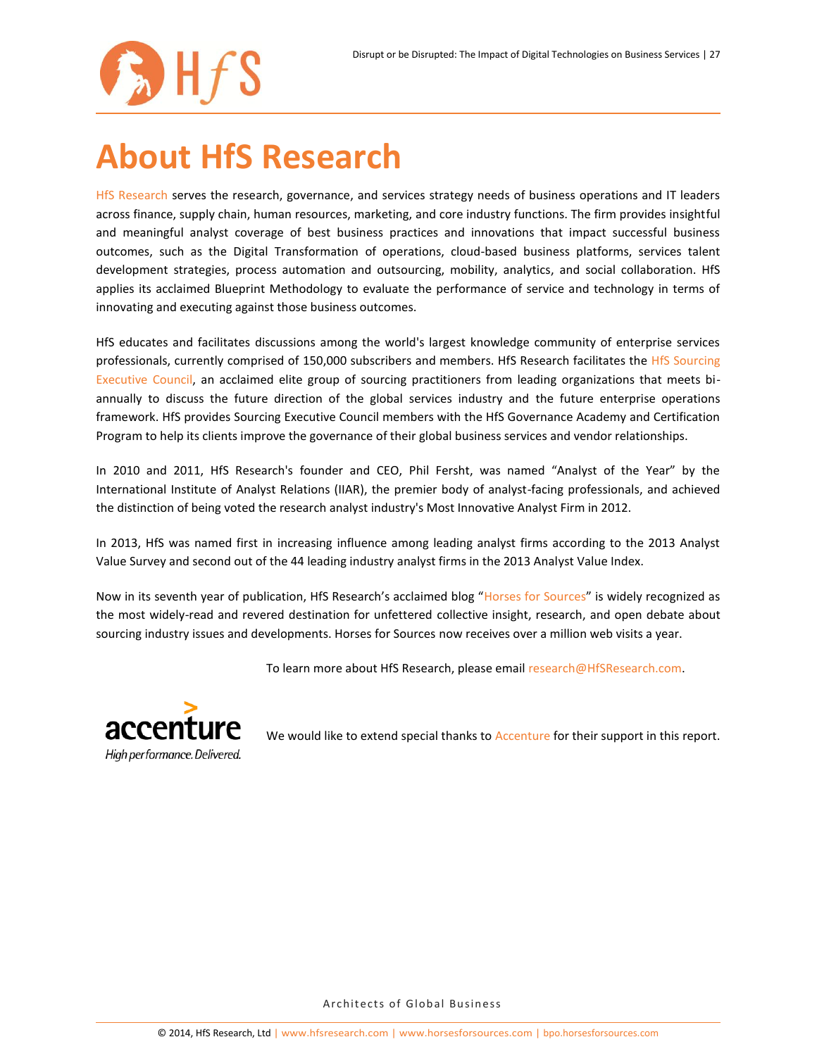# About HfS Research

HfS Research serves the research, governance, and services strategy needs of business operations and IT leaders across finance, supply chain, human resources, marketing, and core industry functions. The firm provides insightful and meaningful analyst coverage of best business practices and innovations that impact successful business outcomes, such as the Digital Transformation of operations, cloud-based business platforms, services talent development strategies, process automation and outsourcing, mobility, analytics, and social collaboration. HfS applies its acclaimed Blueprint Methodology to evaluate the performance of service and technology in terms of innovating and executing against those business outcomes.

HfS educates and facilitates discussions among the world's largest knowledge community of enterprise services professionals, currently comprised of 150,000 subscribers and members. HfS Research facilitates the HfS Sourcing Executive Council, an acclaimed elite group of sourcing practitioners from leading organizations that meets bi-annually to discuss the future direction of the global services industry and the future enterprise operations framework. HfS provides Sourcing Executive Council members with the HfS Governance Academy and Certification Program to help its clients improve the governance of their global business services and vendor relationships.

In 2010 and 2011, HfS Research's founder and CEO, Phil Fersht, was named "Analyst of the Year" by the International Institute of Analyst Relations (IIAR), the premier body of analyst-facing professionals, and achieved the distinction of being voted the research analyst industry's Most Innovative Analyst Firm in 2012.

In 2013, HfS was named first in increasing influence among leading analyst firms according to the 2013 Analyst Value Survey and second out of the 44 leading industry analyst firms in the 2013 Analyst Value Index.

Now in its seventh year of publication, HfS Research's acclaimed blog "Horses for Sources" is widely recognized as the most widely-read and revered destination for unfettered collective insight, research, and open debate about sourcing industry issues and developments. Horses for Sources now receives over a million web visits a year.

To learn more about HfS Research, please email research@HfSResearch.com.

accenture
High performance. Delivered.

We would like to extend special thanks to Accenture for their support in this report.

Architects of Global Business

© 2014, HfS Research, Ltd | www.hfsresearch.com | www.horsesforsources.com | bpo.horsesforsources.com